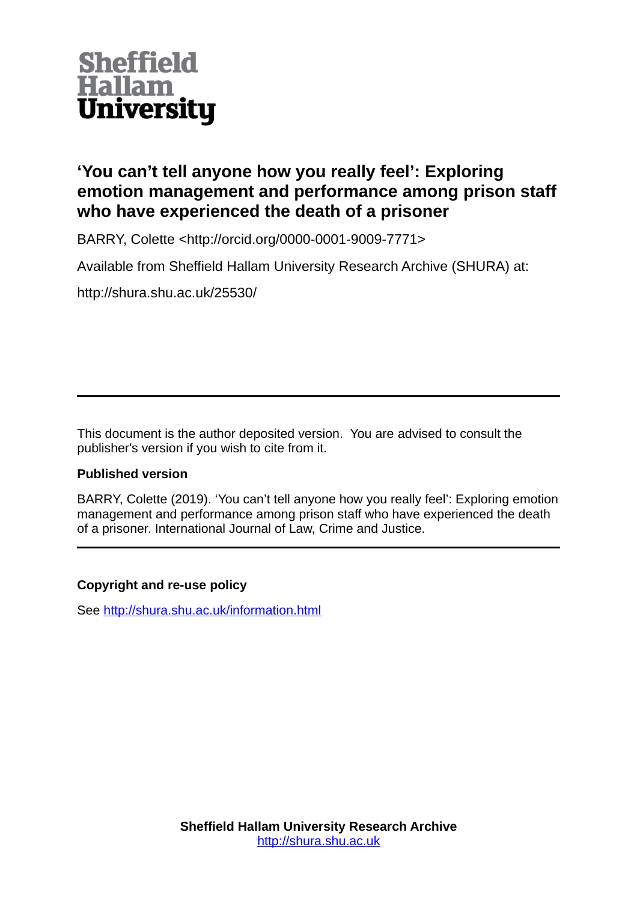Sheffield Hallam University

# 'You can't tell anyone how you really feel': Exploring emotion management and performance among prison staff who have experienced the death of a prisoner

BARRY, Colette <http://orcid.org/0000-0001-9009-7771>

Available from Sheffield Hallam University Research Archive (SHURA) at:

http://shura.shu.ac.uk/25530/

---

This document is the author deposited version. You are advised to consult the publisher's version if you wish to cite from it.

**Published version**

BARRY, Colette (2019). 'You can't tell anyone how you really feel': Exploring emotion management and performance among prison staff who have experienced the death of a prisoner. International Journal of Law, Crime and Justice.

---

**Copyright and re-use policy**

See http://shura.shu.ac.uk/information.html

**Sheffield Hallam University Research Archive**
http://shura.shu.ac.uk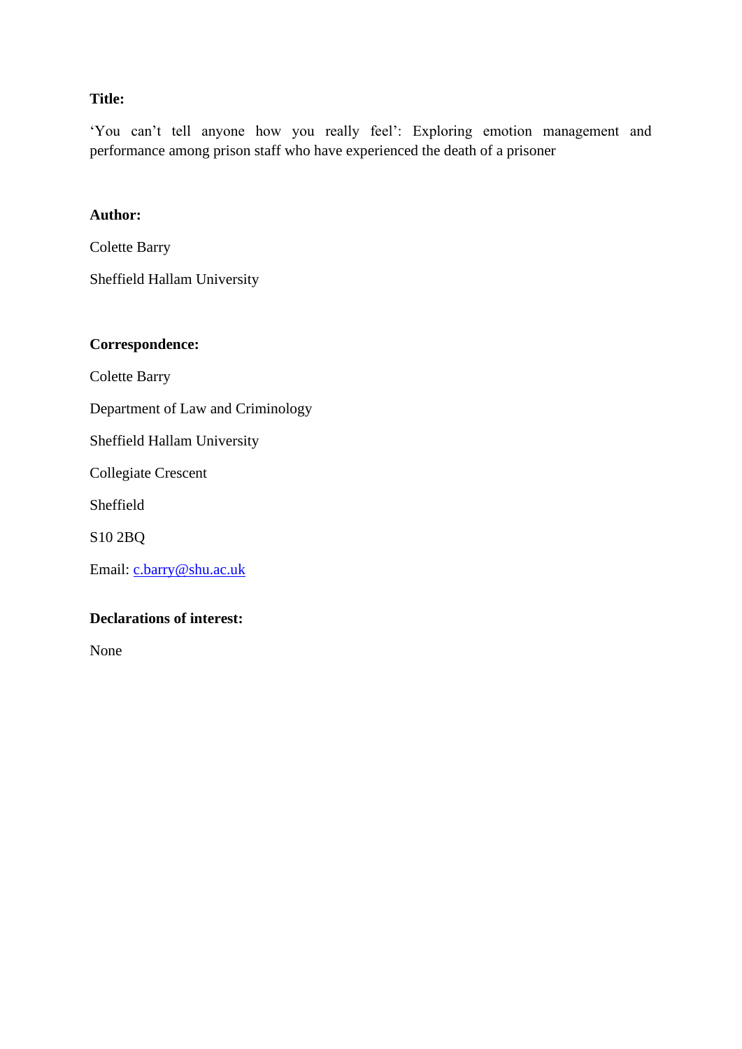**Title:**

'You can't tell anyone how you really feel': Exploring emotion management and performance among prison staff who have experienced the death of a prisoner

**Author:**

Colette Barry

Sheffield Hallam University

**Correspondence:**

Colette Barry

Department of Law and Criminology

Sheffield Hallam University

Collegiate Crescent

Sheffield

S10 2BQ

Email: c.barry@shu.ac.uk

**Declarations of interest:**

None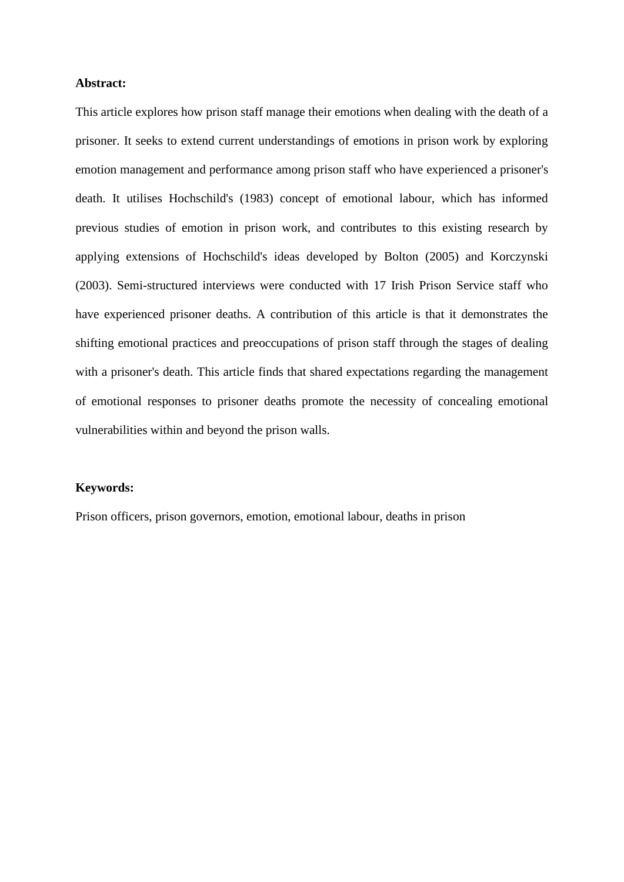**Abstract:**

This article explores how prison staff manage their emotions when dealing with the death of a prisoner. It seeks to extend current understandings of emotions in prison work by exploring emotion management and performance among prison staff who have experienced a prisoner's death. It utilises Hochschild's (1983) concept of emotional labour, which has informed previous studies of emotion in prison work, and contributes to this existing research by applying extensions of Hochschild's ideas developed by Bolton (2005) and Korczynski (2003). Semi-structured interviews were conducted with 17 Irish Prison Service staff who have experienced prisoner deaths. A contribution of this article is that it demonstrates the shifting emotional practices and preoccupations of prison staff through the stages of dealing with a prisoner's death. This article finds that shared expectations regarding the management of emotional responses to prisoner deaths promote the necessity of concealing emotional vulnerabilities within and beyond the prison walls.

**Keywords:**

Prison officers, prison governors, emotion, emotional labour, deaths in prison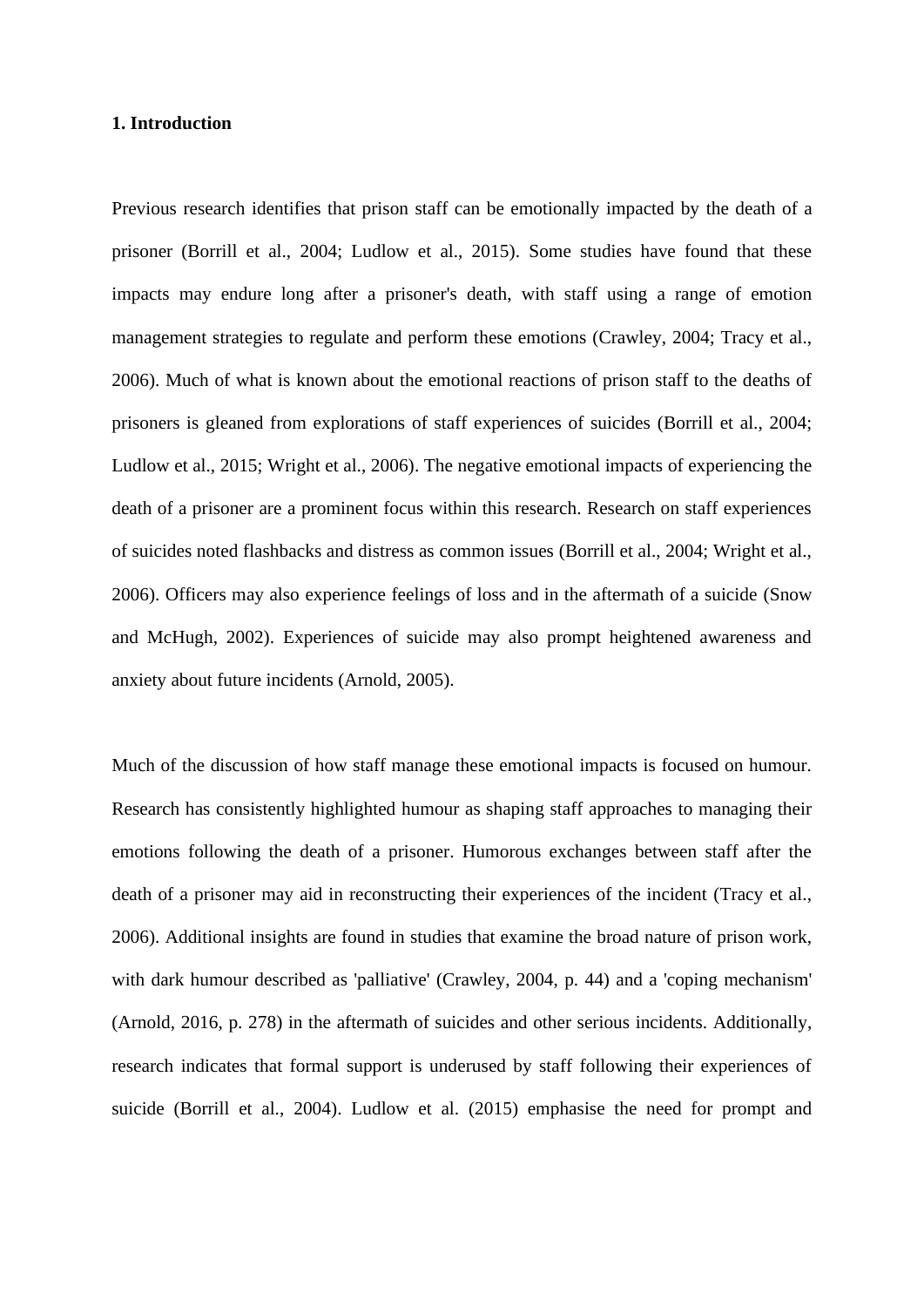**1. Introduction**

Previous research identifies that prison staff can be emotionally impacted by the death of a prisoner (Borrill et al., 2004; Ludlow et al., 2015). Some studies have found that these impacts may endure long after a prisoner's death, with staff using a range of emotion management strategies to regulate and perform these emotions (Crawley, 2004; Tracy et al., 2006). Much of what is known about the emotional reactions of prison staff to the deaths of prisoners is gleaned from explorations of staff experiences of suicides (Borrill et al., 2004; Ludlow et al., 2015; Wright et al., 2006). The negative emotional impacts of experiencing the death of a prisoner are a prominent focus within this research. Research on staff experiences of suicides noted flashbacks and distress as common issues (Borrill et al., 2004; Wright et al., 2006). Officers may also experience feelings of loss and in the aftermath of a suicide (Snow and McHugh, 2002). Experiences of suicide may also prompt heightened awareness and anxiety about future incidents (Arnold, 2005).

Much of the discussion of how staff manage these emotional impacts is focused on humour. Research has consistently highlighted humour as shaping staff approaches to managing their emotions following the death of a prisoner. Humorous exchanges between staff after the death of a prisoner may aid in reconstructing their experiences of the incident (Tracy et al., 2006). Additional insights are found in studies that examine the broad nature of prison work, with dark humour described as 'palliative' (Crawley, 2004, p. 44) and a 'coping mechanism' (Arnold, 2016, p. 278) in the aftermath of suicides and other serious incidents. Additionally, research indicates that formal support is underused by staff following their experiences of suicide (Borrill et al., 2004). Ludlow et al. (2015) emphasise the need for prompt and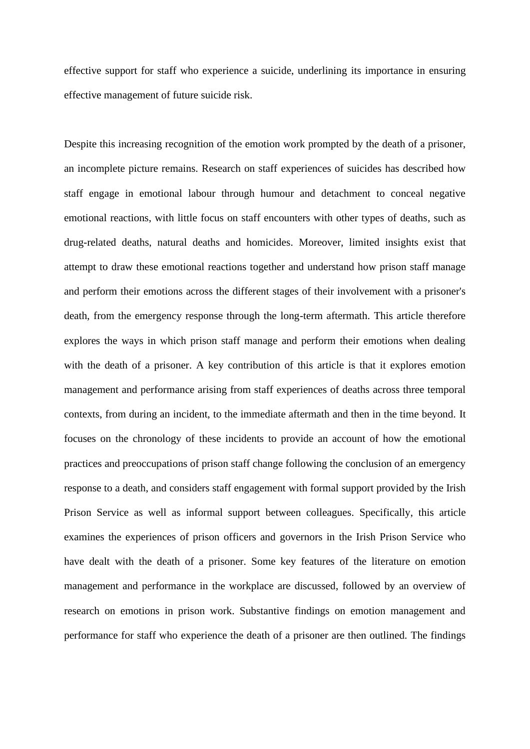effective support for staff who experience a suicide, underlining its importance in ensuring effective management of future suicide risk.

Despite this increasing recognition of the emotion work prompted by the death of a prisoner, an incomplete picture remains. Research on staff experiences of suicides has described how staff engage in emotional labour through humour and detachment to conceal negative emotional reactions, with little focus on staff encounters with other types of deaths, such as drug-related deaths, natural deaths and homicides. Moreover, limited insights exist that attempt to draw these emotional reactions together and understand how prison staff manage and perform their emotions across the different stages of their involvement with a prisoner's death, from the emergency response through the long-term aftermath. This article therefore explores the ways in which prison staff manage and perform their emotions when dealing with the death of a prisoner. A key contribution of this article is that it explores emotion management and performance arising from staff experiences of deaths across three temporal contexts, from during an incident, to the immediate aftermath and then in the time beyond. It focuses on the chronology of these incidents to provide an account of how the emotional practices and preoccupations of prison staff change following the conclusion of an emergency response to a death, and considers staff engagement with formal support provided by the Irish Prison Service as well as informal support between colleagues. Specifically, this article examines the experiences of prison officers and governors in the Irish Prison Service who have dealt with the death of a prisoner. Some key features of the literature on emotion management and performance in the workplace are discussed, followed by an overview of research on emotions in prison work. Substantive findings on emotion management and performance for staff who experience the death of a prisoner are then outlined. The findings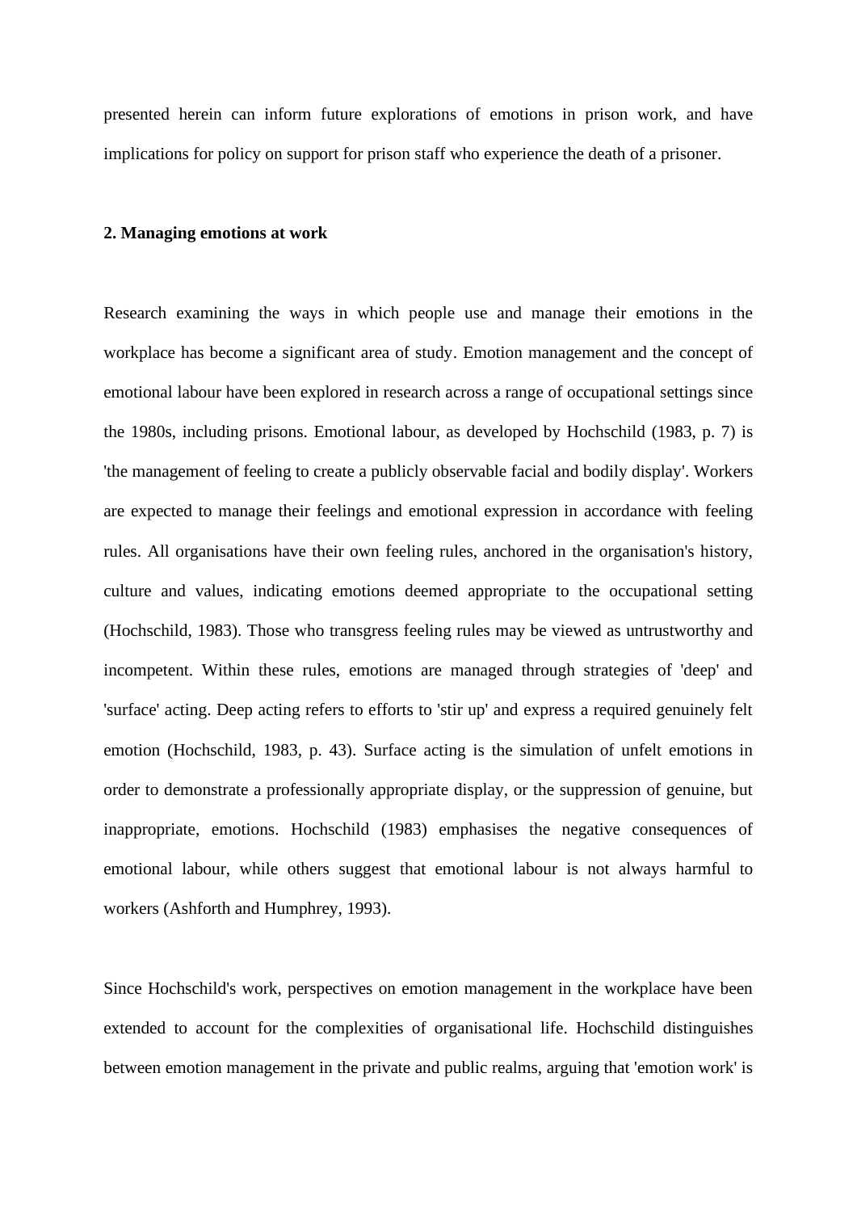presented herein can inform future explorations of emotions in prison work, and have implications for policy on support for prison staff who experience the death of a prisoner.

## 2. Managing emotions at work

Research examining the ways in which people use and manage their emotions in the workplace has become a significant area of study. Emotion management and the concept of emotional labour have been explored in research across a range of occupational settings since the 1980s, including prisons. Emotional labour, as developed by Hochschild (1983, p. 7) is 'the management of feeling to create a publicly observable facial and bodily display'. Workers are expected to manage their feelings and emotional expression in accordance with feeling rules. All organisations have their own feeling rules, anchored in the organisation's history, culture and values, indicating emotions deemed appropriate to the occupational setting (Hochschild, 1983). Those who transgress feeling rules may be viewed as untrustworthy and incompetent. Within these rules, emotions are managed through strategies of 'deep' and 'surface' acting. Deep acting refers to efforts to 'stir up' and express a required genuinely felt emotion (Hochschild, 1983, p. 43). Surface acting is the simulation of unfelt emotions in order to demonstrate a professionally appropriate display, or the suppression of genuine, but inappropriate, emotions. Hochschild (1983) emphasises the negative consequences of emotional labour, while others suggest that emotional labour is not always harmful to workers (Ashforth and Humphrey, 1993).

Since Hochschild's work, perspectives on emotion management in the workplace have been extended to account for the complexities of organisational life. Hochschild distinguishes between emotion management in the private and public realms, arguing that 'emotion work' is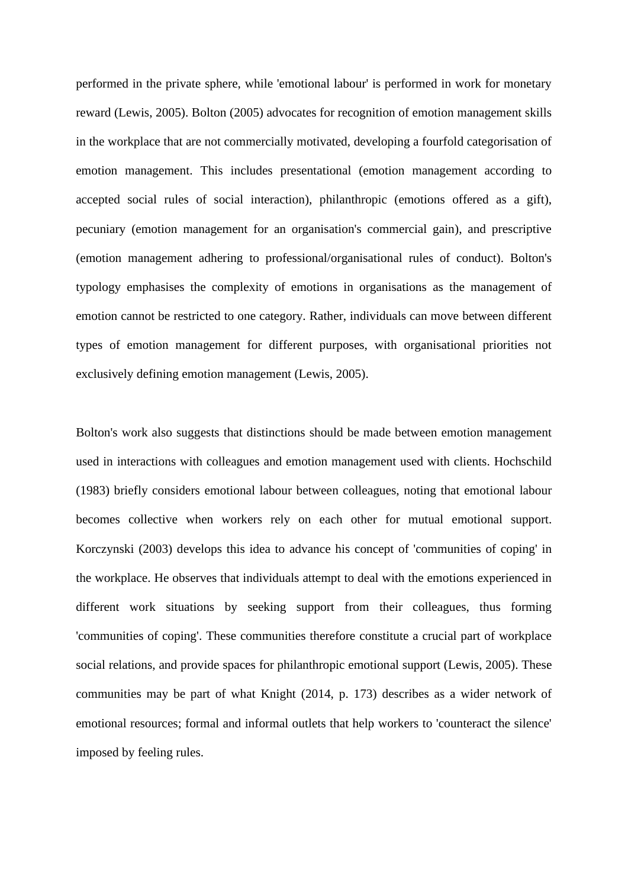performed in the private sphere, while 'emotional labour' is performed in work for monetary reward (Lewis, 2005). Bolton (2005) advocates for recognition of emotion management skills in the workplace that are not commercially motivated, developing a fourfold categorisation of emotion management. This includes presentational (emotion management according to accepted social rules of social interaction), philanthropic (emotions offered as a gift), pecuniary (emotion management for an organisation's commercial gain), and prescriptive (emotion management adhering to professional/organisational rules of conduct). Bolton's typology emphasises the complexity of emotions in organisations as the management of emotion cannot be restricted to one category. Rather, individuals can move between different types of emotion management for different purposes, with organisational priorities not exclusively defining emotion management (Lewis, 2005).

Bolton's work also suggests that distinctions should be made between emotion management used in interactions with colleagues and emotion management used with clients. Hochschild (1983) briefly considers emotional labour between colleagues, noting that emotional labour becomes collective when workers rely on each other for mutual emotional support. Korczynski (2003) develops this idea to advance his concept of 'communities of coping' in the workplace. He observes that individuals attempt to deal with the emotions experienced in different work situations by seeking support from their colleagues, thus forming 'communities of coping'. These communities therefore constitute a crucial part of workplace social relations, and provide spaces for philanthropic emotional support (Lewis, 2005). These communities may be part of what Knight (2014, p. 173) describes as a wider network of emotional resources; formal and informal outlets that help workers to 'counteract the silence' imposed by feeling rules.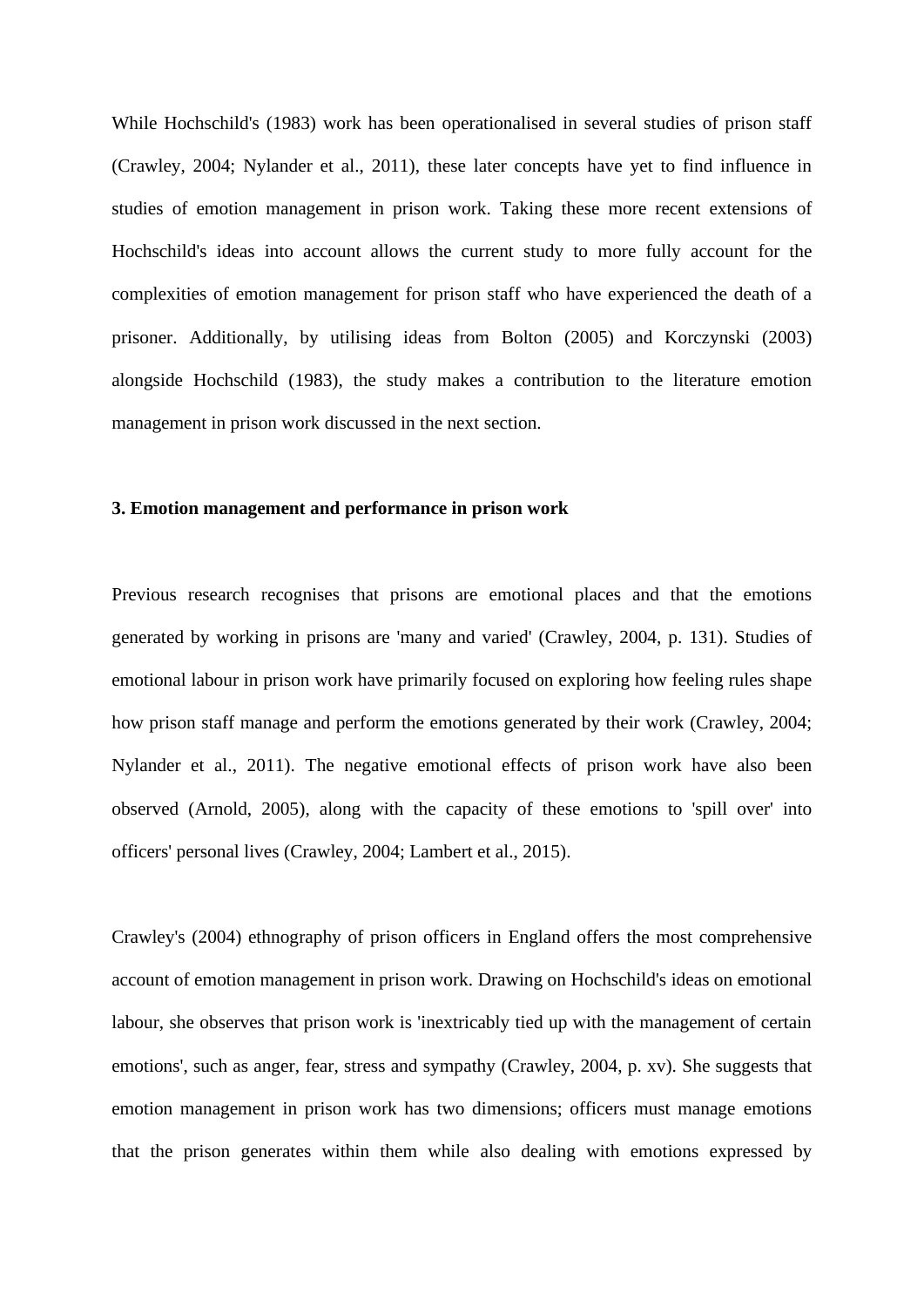While Hochschild's (1983) work has been operationalised in several studies of prison staff (Crawley, 2004; Nylander et al., 2011), these later concepts have yet to find influence in studies of emotion management in prison work. Taking these more recent extensions of Hochschild's ideas into account allows the current study to more fully account for the complexities of emotion management for prison staff who have experienced the death of a prisoner. Additionally, by utilising ideas from Bolton (2005) and Korczynski (2003) alongside Hochschild (1983), the study makes a contribution to the literature emotion management in prison work discussed in the next section.

## 3. Emotion management and performance in prison work

Previous research recognises that prisons are emotional places and that the emotions generated by working in prisons are 'many and varied' (Crawley, 2004, p. 131). Studies of emotional labour in prison work have primarily focused on exploring how feeling rules shape how prison staff manage and perform the emotions generated by their work (Crawley, 2004; Nylander et al., 2011). The negative emotional effects of prison work have also been observed (Arnold, 2005), along with the capacity of these emotions to 'spill over' into officers' personal lives (Crawley, 2004; Lambert et al., 2015).

Crawley's (2004) ethnography of prison officers in England offers the most comprehensive account of emotion management in prison work. Drawing on Hochschild's ideas on emotional labour, she observes that prison work is 'inextricably tied up with the management of certain emotions', such as anger, fear, stress and sympathy (Crawley, 2004, p. xv). She suggests that emotion management in prison work has two dimensions; officers must manage emotions that the prison generates within them while also dealing with emotions expressed by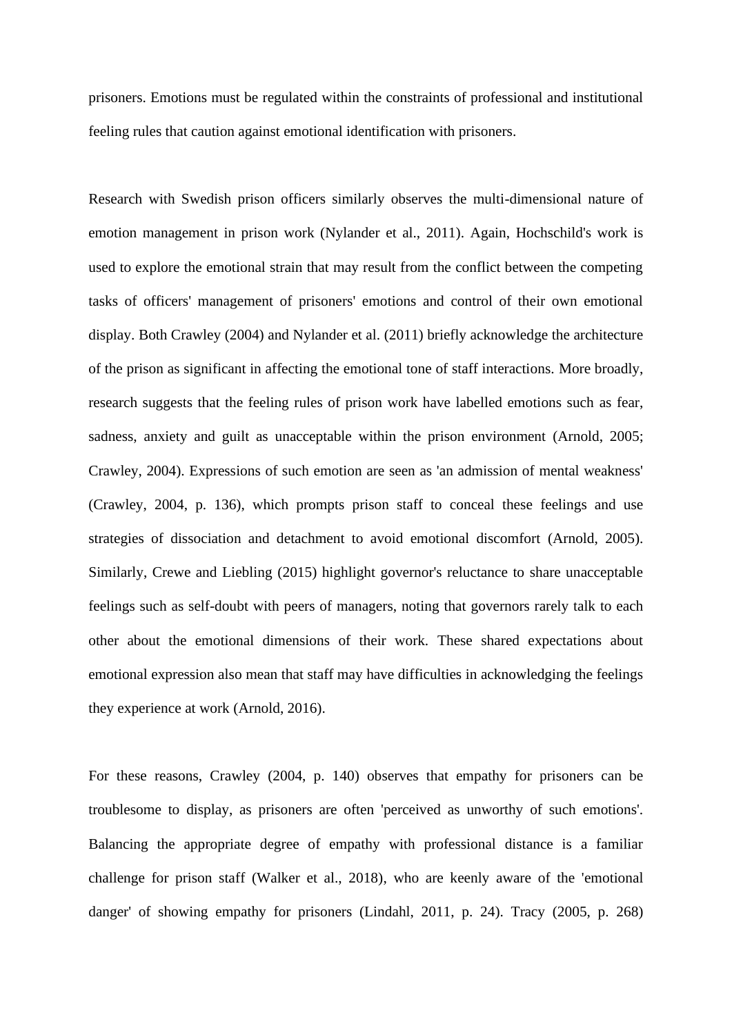prisoners. Emotions must be regulated within the constraints of professional and institutional feeling rules that caution against emotional identification with prisoners.

Research with Swedish prison officers similarly observes the multi-dimensional nature of emotion management in prison work (Nylander et al., 2011). Again, Hochschild's work is used to explore the emotional strain that may result from the conflict between the competing tasks of officers' management of prisoners' emotions and control of their own emotional display. Both Crawley (2004) and Nylander et al. (2011) briefly acknowledge the architecture of the prison as significant in affecting the emotional tone of staff interactions. More broadly, research suggests that the feeling rules of prison work have labelled emotions such as fear, sadness, anxiety and guilt as unacceptable within the prison environment (Arnold, 2005; Crawley, 2004). Expressions of such emotion are seen as 'an admission of mental weakness' (Crawley, 2004, p. 136), which prompts prison staff to conceal these feelings and use strategies of dissociation and detachment to avoid emotional discomfort (Arnold, 2005). Similarly, Crewe and Liebling (2015) highlight governor's reluctance to share unacceptable feelings such as self-doubt with peers of managers, noting that governors rarely talk to each other about the emotional dimensions of their work. These shared expectations about emotional expression also mean that staff may have difficulties in acknowledging the feelings they experience at work (Arnold, 2016).

For these reasons, Crawley (2004, p. 140) observes that empathy for prisoners can be troublesome to display, as prisoners are often 'perceived as unworthy of such emotions'. Balancing the appropriate degree of empathy with professional distance is a familiar challenge for prison staff (Walker et al., 2018), who are keenly aware of the 'emotional danger' of showing empathy for prisoners (Lindahl, 2011, p. 24). Tracy (2005, p. 268)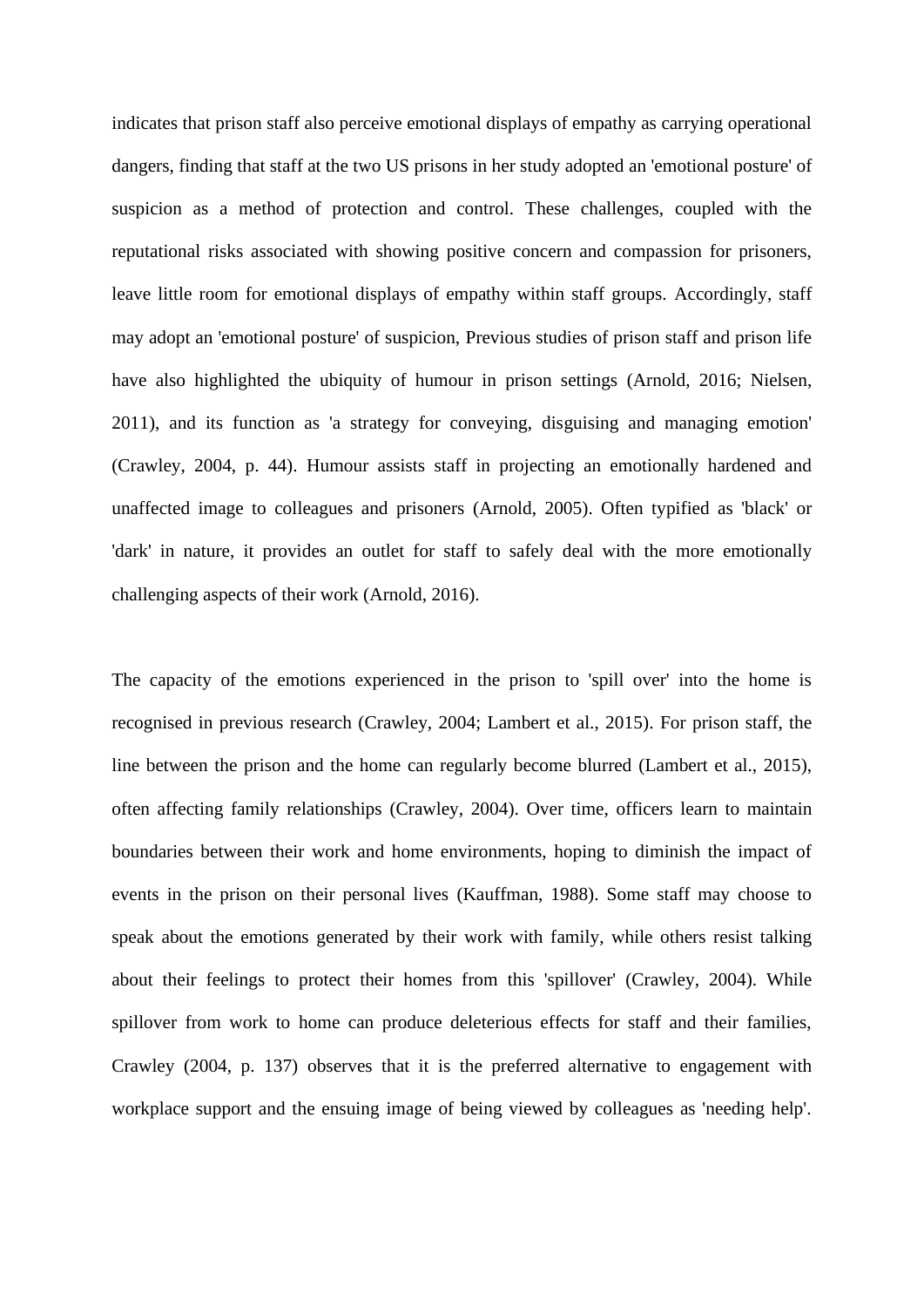indicates that prison staff also perceive emotional displays of empathy as carrying operational dangers, finding that staff at the two US prisons in her study adopted an 'emotional posture' of suspicion as a method of protection and control. These challenges, coupled with the reputational risks associated with showing positive concern and compassion for prisoners, leave little room for emotional displays of empathy within staff groups. Accordingly, staff may adopt an 'emotional posture' of suspicion, Previous studies of prison staff and prison life have also highlighted the ubiquity of humour in prison settings (Arnold, 2016; Nielsen, 2011), and its function as 'a strategy for conveying, disguising and managing emotion' (Crawley, 2004, p. 44). Humour assists staff in projecting an emotionally hardened and unaffected image to colleagues and prisoners (Arnold, 2005). Often typified as 'black' or 'dark' in nature, it provides an outlet for staff to safely deal with the more emotionally challenging aspects of their work (Arnold, 2016).

The capacity of the emotions experienced in the prison to 'spill over' into the home is recognised in previous research (Crawley, 2004; Lambert et al., 2015). For prison staff, the line between the prison and the home can regularly become blurred (Lambert et al., 2015), often affecting family relationships (Crawley, 2004). Over time, officers learn to maintain boundaries between their work and home environments, hoping to diminish the impact of events in the prison on their personal lives (Kauffman, 1988). Some staff may choose to speak about the emotions generated by their work with family, while others resist talking about their feelings to protect their homes from this 'spillover' (Crawley, 2004). While spillover from work to home can produce deleterious effects for staff and their families, Crawley (2004, p. 137) observes that it is the preferred alternative to engagement with workplace support and the ensuing image of being viewed by colleagues as 'needing help'.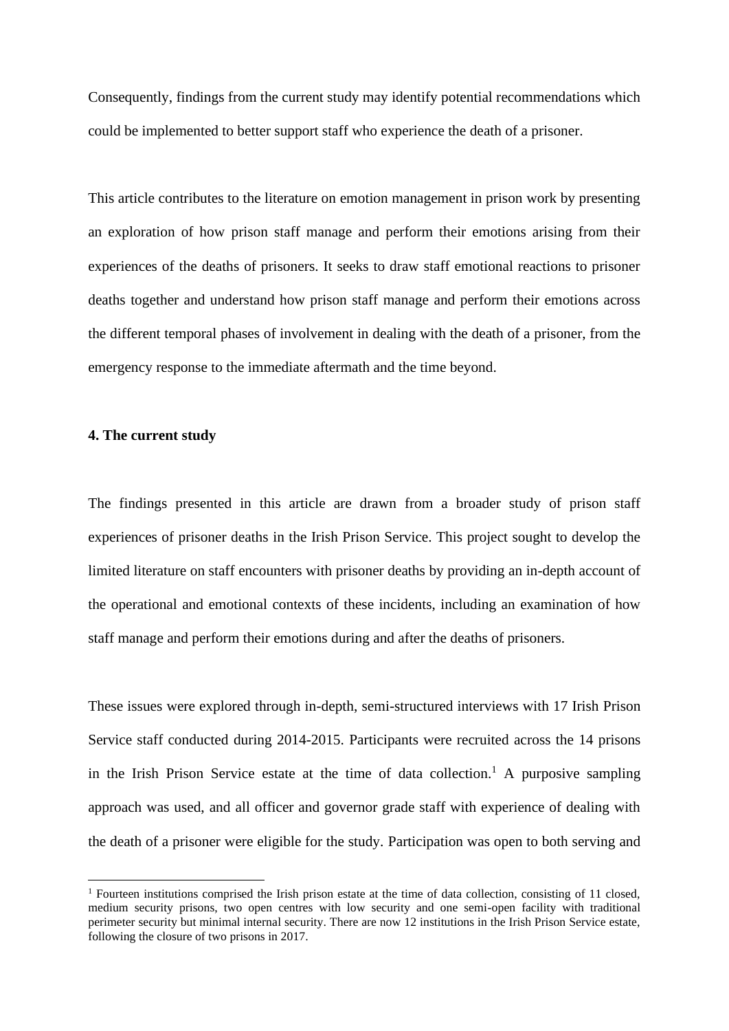Consequently, findings from the current study may identify potential recommendations which could be implemented to better support staff who experience the death of a prisoner.

This article contributes to the literature on emotion management in prison work by presenting an exploration of how prison staff manage and perform their emotions arising from their experiences of the deaths of prisoners. It seeks to draw staff emotional reactions to prisoner deaths together and understand how prison staff manage and perform their emotions across the different temporal phases of involvement in dealing with the death of a prisoner, from the emergency response to the immediate aftermath and the time beyond.

**4. The current study**

The findings presented in this article are drawn from a broader study of prison staff experiences of prisoner deaths in the Irish Prison Service. This project sought to develop the limited literature on staff encounters with prisoner deaths by providing an in-depth account of the operational and emotional contexts of these incidents, including an examination of how staff manage and perform their emotions during and after the deaths of prisoners.

These issues were explored through in-depth, semi-structured interviews with 17 Irish Prison Service staff conducted during 2014-2015. Participants were recruited across the 14 prisons in the Irish Prison Service estate at the time of data collection.[1] A purposive sampling approach was used, and all officer and governor grade staff with experience of dealing with the death of a prisoner were eligible for the study. Participation was open to both serving and

[1] Fourteen institutions comprised the Irish prison estate at the time of data collection, consisting of 11 closed, medium security prisons, two open centres with low security and one semi-open facility with traditional perimeter security but minimal internal security. There are now 12 institutions in the Irish Prison Service estate, following the closure of two prisons in 2017.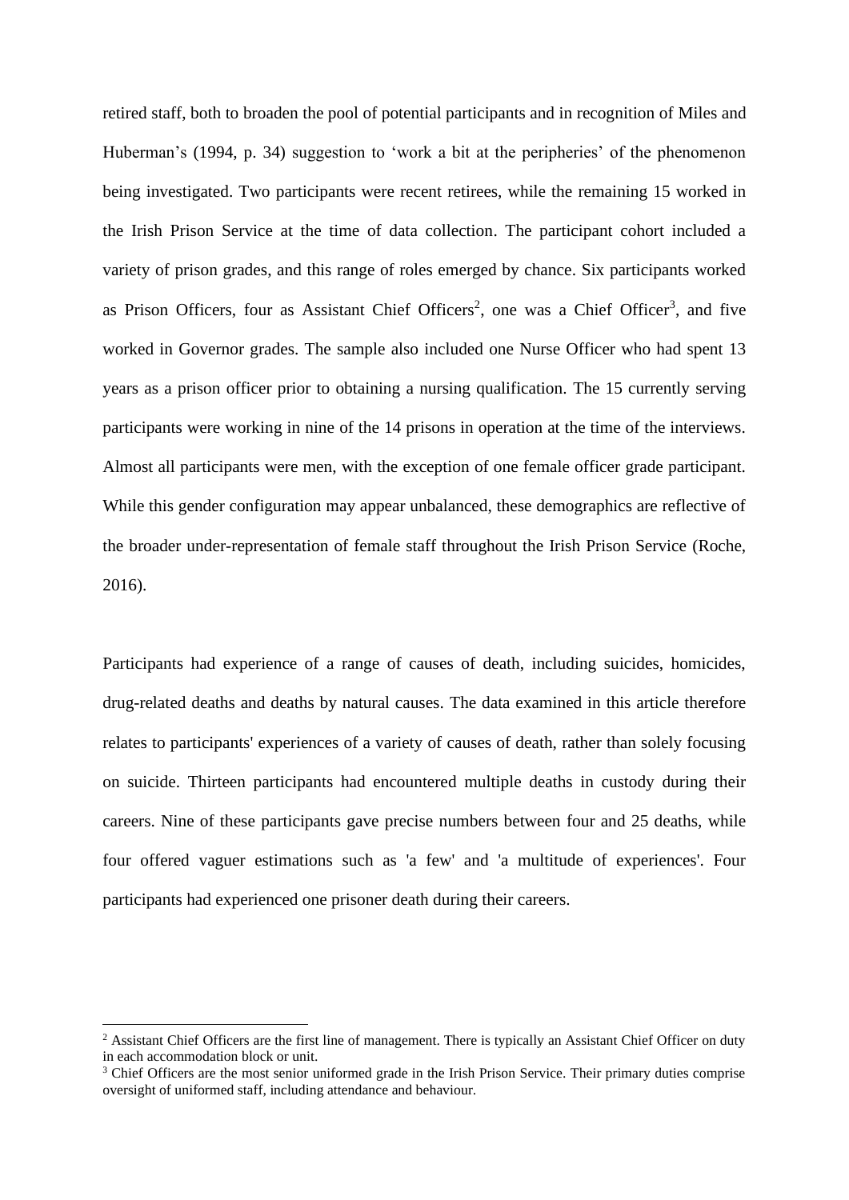retired staff, both to broaden the pool of potential participants and in recognition of Miles and Huberman's (1994, p. 34) suggestion to 'work a bit at the peripheries' of the phenomenon being investigated. Two participants were recent retirees, while the remaining 15 worked in the Irish Prison Service at the time of data collection. The participant cohort included a variety of prison grades, and this range of roles emerged by chance. Six participants worked as Prison Officers, four as Assistant Chief Officers[2], one was a Chief Officer[3], and five worked in Governor grades. The sample also included one Nurse Officer who had spent 13 years as a prison officer prior to obtaining a nursing qualification. The 15 currently serving participants were working in nine of the 14 prisons in operation at the time of the interviews. Almost all participants were men, with the exception of one female officer grade participant. While this gender configuration may appear unbalanced, these demographics are reflective of the broader under-representation of female staff throughout the Irish Prison Service (Roche, 2016).

Participants had experience of a range of causes of death, including suicides, homicides, drug-related deaths and deaths by natural causes. The data examined in this article therefore relates to participants' experiences of a variety of causes of death, rather than solely focusing on suicide. Thirteen participants had encountered multiple deaths in custody during their careers. Nine of these participants gave precise numbers between four and 25 deaths, while four offered vaguer estimations such as 'a few' and 'a multitude of experiences'. Four participants had experienced one prisoner death during their careers.

---

[2] Assistant Chief Officers are the first line of management. There is typically an Assistant Chief Officer on duty in each accommodation block or unit.

[3] Chief Officers are the most senior uniformed grade in the Irish Prison Service. Their primary duties comprise oversight of uniformed staff, including attendance and behaviour.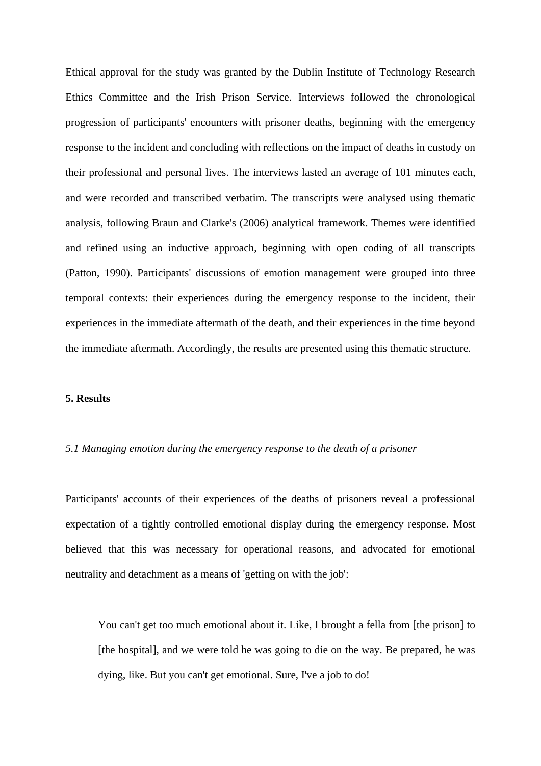Ethical approval for the study was granted by the Dublin Institute of Technology Research Ethics Committee and the Irish Prison Service. Interviews followed the chronological progression of participants' encounters with prisoner deaths, beginning with the emergency response to the incident and concluding with reflections on the impact of deaths in custody on their professional and personal lives. The interviews lasted an average of 101 minutes each, and were recorded and transcribed verbatim. The transcripts were analysed using thematic analysis, following Braun and Clarke's (2006) analytical framework. Themes were identified and refined using an inductive approach, beginning with open coding of all transcripts (Patton, 1990). Participants' discussions of emotion management were grouped into three temporal contexts: their experiences during the emergency response to the incident, their experiences in the immediate aftermath of the death, and their experiences in the time beyond the immediate aftermath. Accordingly, the results are presented using this thematic structure.

## 5. Results

### *5.1 Managing emotion during the emergency response to the death of a prisoner*

Participants' accounts of their experiences of the deaths of prisoners reveal a professional expectation of a tightly controlled emotional display during the emergency response. Most believed that this was necessary for operational reasons, and advocated for emotional neutrality and detachment as a means of 'getting on with the job':

> You can't get too much emotional about it. Like, I brought a fella from [the prison] to [the hospital], and we were told he was going to die on the way. Be prepared, he was dying, like. But you can't get emotional. Sure, I've a job to do!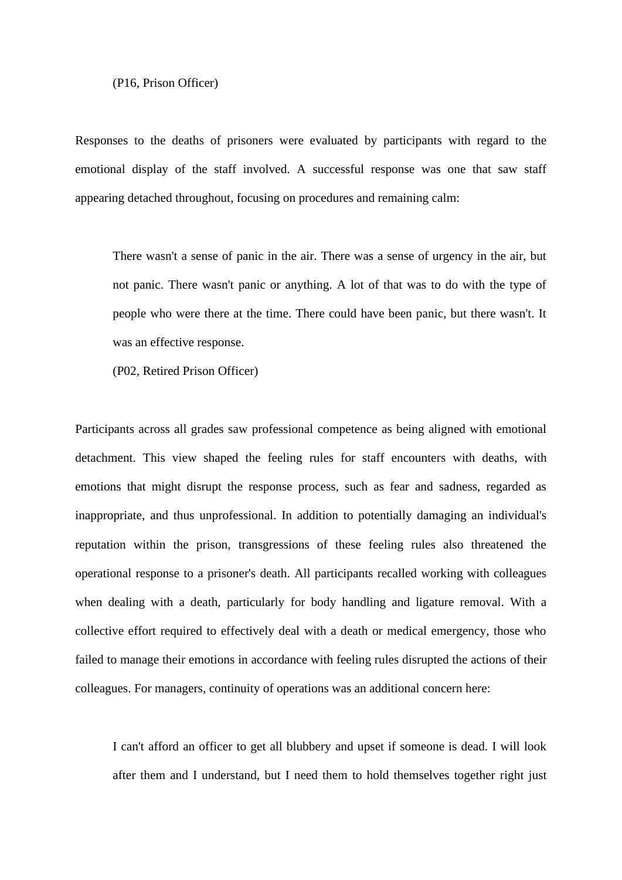(P16, Prison Officer)

Responses to the deaths of prisoners were evaluated by participants with regard to the emotional display of the staff involved. A successful response was one that saw staff appearing detached throughout, focusing on procedures and remaining calm:

> There wasn't a sense of panic in the air. There was a sense of urgency in the air, but not panic. There wasn't panic or anything. A lot of that was to do with the type of people who were there at the time. There could have been panic, but there wasn't. It was an effective response.
>
> (P02, Retired Prison Officer)

Participants across all grades saw professional competence as being aligned with emotional detachment. This view shaped the feeling rules for staff encounters with deaths, with emotions that might disrupt the response process, such as fear and sadness, regarded as inappropriate, and thus unprofessional. In addition to potentially damaging an individual's reputation within the prison, transgressions of these feeling rules also threatened the operational response to a prisoner's death. All participants recalled working with colleagues when dealing with a death, particularly for body handling and ligature removal. With a collective effort required to effectively deal with a death or medical emergency, those who failed to manage their emotions in accordance with feeling rules disrupted the actions of their colleagues. For managers, continuity of operations was an additional concern here:

> I can't afford an officer to get all blubbery and upset if someone is dead. I will look after them and I understand, but I need them to hold themselves together right just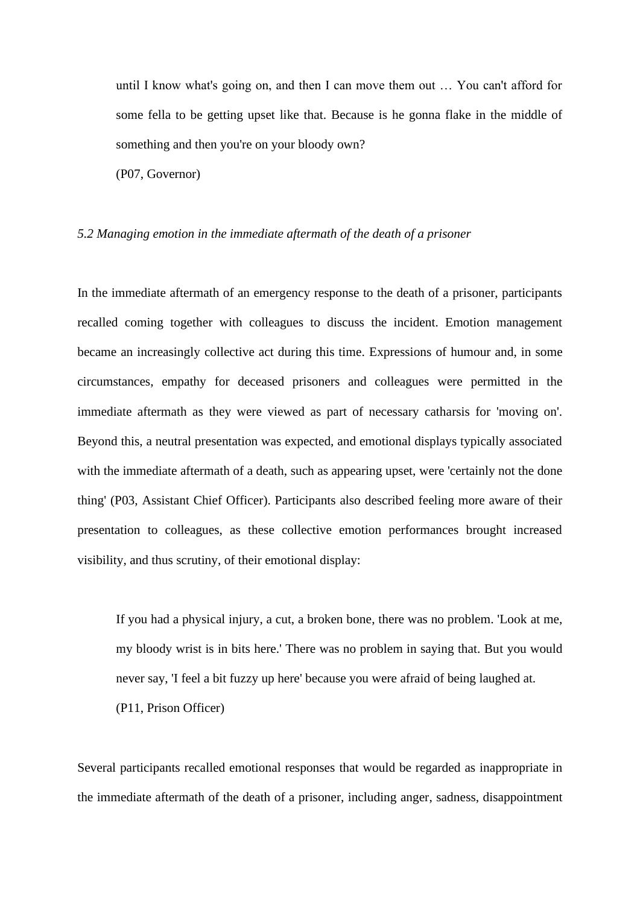> until I know what's going on, and then I can move them out … You can't afford for some fella to be getting upset like that. Because is he gonna flake in the middle of something and then you're on your bloody own?
>
> (P07, Governor)

*5.2 Managing emotion in the immediate aftermath of the death of a prisoner*

In the immediate aftermath of an emergency response to the death of a prisoner, participants recalled coming together with colleagues to discuss the incident. Emotion management became an increasingly collective act during this time. Expressions of humour and, in some circumstances, empathy for deceased prisoners and colleagues were permitted in the immediate aftermath as they were viewed as part of necessary catharsis for 'moving on'. Beyond this, a neutral presentation was expected, and emotional displays typically associated with the immediate aftermath of a death, such as appearing upset, were 'certainly not the done thing' (P03, Assistant Chief Officer). Participants also described feeling more aware of their presentation to colleagues, as these collective emotion performances brought increased visibility, and thus scrutiny, of their emotional display:

> If you had a physical injury, a cut, a broken bone, there was no problem. 'Look at me, my bloody wrist is in bits here.' There was no problem in saying that. But you would never say, 'I feel a bit fuzzy up here' because you were afraid of being laughed at.
>
> (P11, Prison Officer)

Several participants recalled emotional responses that would be regarded as inappropriate in the immediate aftermath of the death of a prisoner, including anger, sadness, disappointment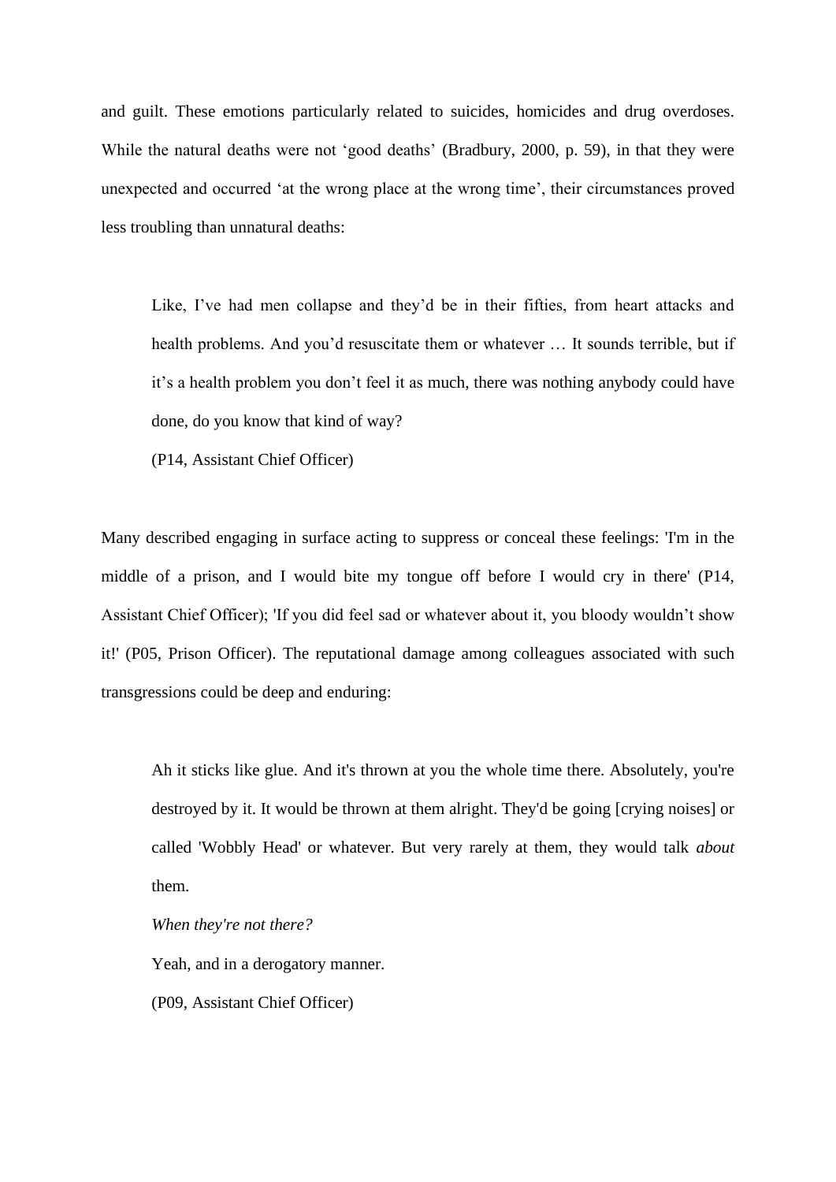and guilt. These emotions particularly related to suicides, homicides and drug overdoses. While the natural deaths were not 'good deaths' (Bradbury, 2000, p. 59), in that they were unexpected and occurred 'at the wrong place at the wrong time', their circumstances proved less troubling than unnatural deaths:

> Like, I've had men collapse and they'd be in their fifties, from heart attacks and health problems. And you'd resuscitate them or whatever … It sounds terrible, but if it's a health problem you don't feel it as much, there was nothing anybody could have done, do you know that kind of way?
>
> (P14, Assistant Chief Officer)

Many described engaging in surface acting to suppress or conceal these feelings: 'I'm in the middle of a prison, and I would bite my tongue off before I would cry in there' (P14, Assistant Chief Officer); 'If you did feel sad or whatever about it, you bloody wouldn't show it!' (P05, Prison Officer). The reputational damage among colleagues associated with such transgressions could be deep and enduring:

> Ah it sticks like glue. And it's thrown at you the whole time there. Absolutely, you're destroyed by it. It would be thrown at them alright. They'd be going [crying noises] or called 'Wobbly Head' or whatever. But very rarely at them, they would talk *about* them.
>
> *When they're not there?*
>
> Yeah, and in a derogatory manner.
>
> (P09, Assistant Chief Officer)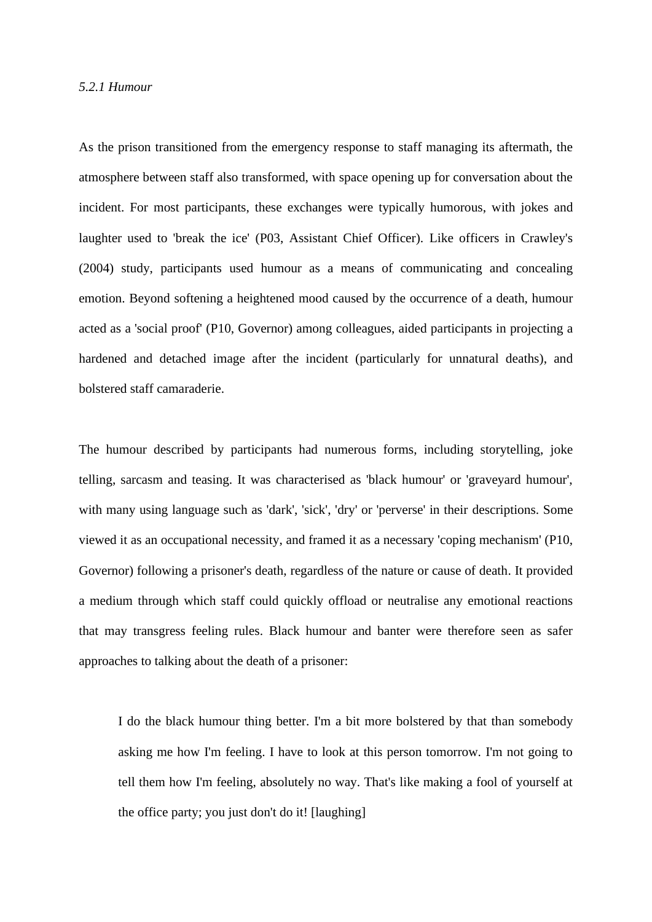*5.2.1 Humour*

As the prison transitioned from the emergency response to staff managing its aftermath, the atmosphere between staff also transformed, with space opening up for conversation about the incident. For most participants, these exchanges were typically humorous, with jokes and laughter used to 'break the ice' (P03, Assistant Chief Officer). Like officers in Crawley's (2004) study, participants used humour as a means of communicating and concealing emotion. Beyond softening a heightened mood caused by the occurrence of a death, humour acted as a 'social proof' (P10, Governor) among colleagues, aided participants in projecting a hardened and detached image after the incident (particularly for unnatural deaths), and bolstered staff camaraderie.

The humour described by participants had numerous forms, including storytelling, joke telling, sarcasm and teasing. It was characterised as 'black humour' or 'graveyard humour', with many using language such as 'dark', 'sick', 'dry' or 'perverse' in their descriptions. Some viewed it as an occupational necessity, and framed it as a necessary 'coping mechanism' (P10, Governor) following a prisoner's death, regardless of the nature or cause of death. It provided a medium through which staff could quickly offload or neutralise any emotional reactions that may transgress feeling rules. Black humour and banter were therefore seen as safer approaches to talking about the death of a prisoner:

> I do the black humour thing better. I'm a bit more bolstered by that than somebody asking me how I'm feeling. I have to look at this person tomorrow. I'm not going to tell them how I'm feeling, absolutely no way. That's like making a fool of yourself at the office party; you just don't do it! [laughing]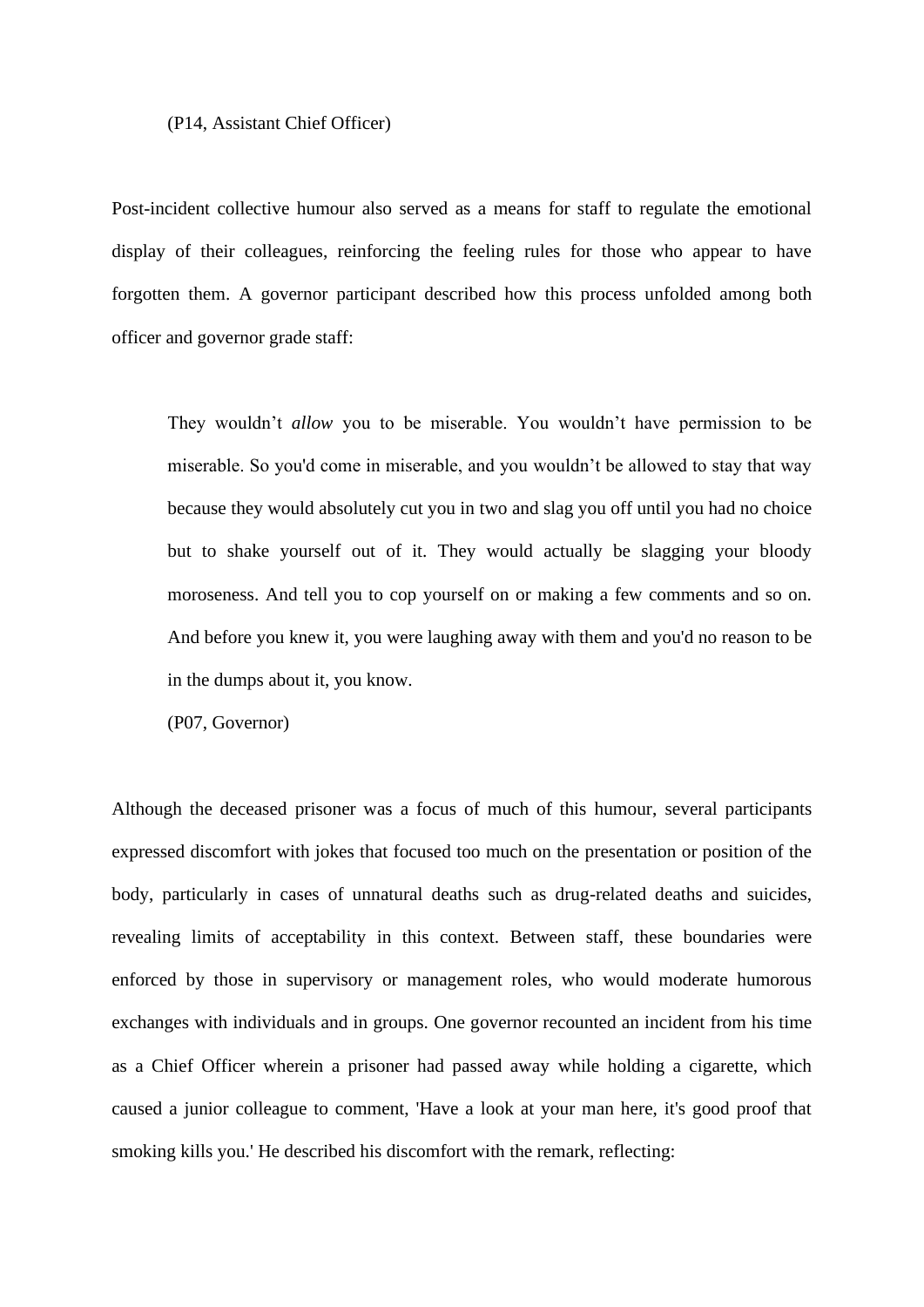(P14, Assistant Chief Officer)

Post-incident collective humour also served as a means for staff to regulate the emotional display of their colleagues, reinforcing the feeling rules for those who appear to have forgotten them. A governor participant described how this process unfolded among both officer and governor grade staff:

> They wouldn't *allow* you to be miserable. You wouldn't have permission to be miserable. So you'd come in miserable, and you wouldn't be allowed to stay that way because they would absolutely cut you in two and slag you off until you had no choice but to shake yourself out of it. They would actually be slagging your bloody moroseness. And tell you to cop yourself on or making a few comments and so on. And before you knew it, you were laughing away with them and you'd no reason to be in the dumps about it, you know.
>
> (P07, Governor)

Although the deceased prisoner was a focus of much of this humour, several participants expressed discomfort with jokes that focused too much on the presentation or position of the body, particularly in cases of unnatural deaths such as drug-related deaths and suicides, revealing limits of acceptability in this context. Between staff, these boundaries were enforced by those in supervisory or management roles, who would moderate humorous exchanges with individuals and in groups. One governor recounted an incident from his time as a Chief Officer wherein a prisoner had passed away while holding a cigarette, which caused a junior colleague to comment, 'Have a look at your man here, it's good proof that smoking kills you.' He described his discomfort with the remark, reflecting: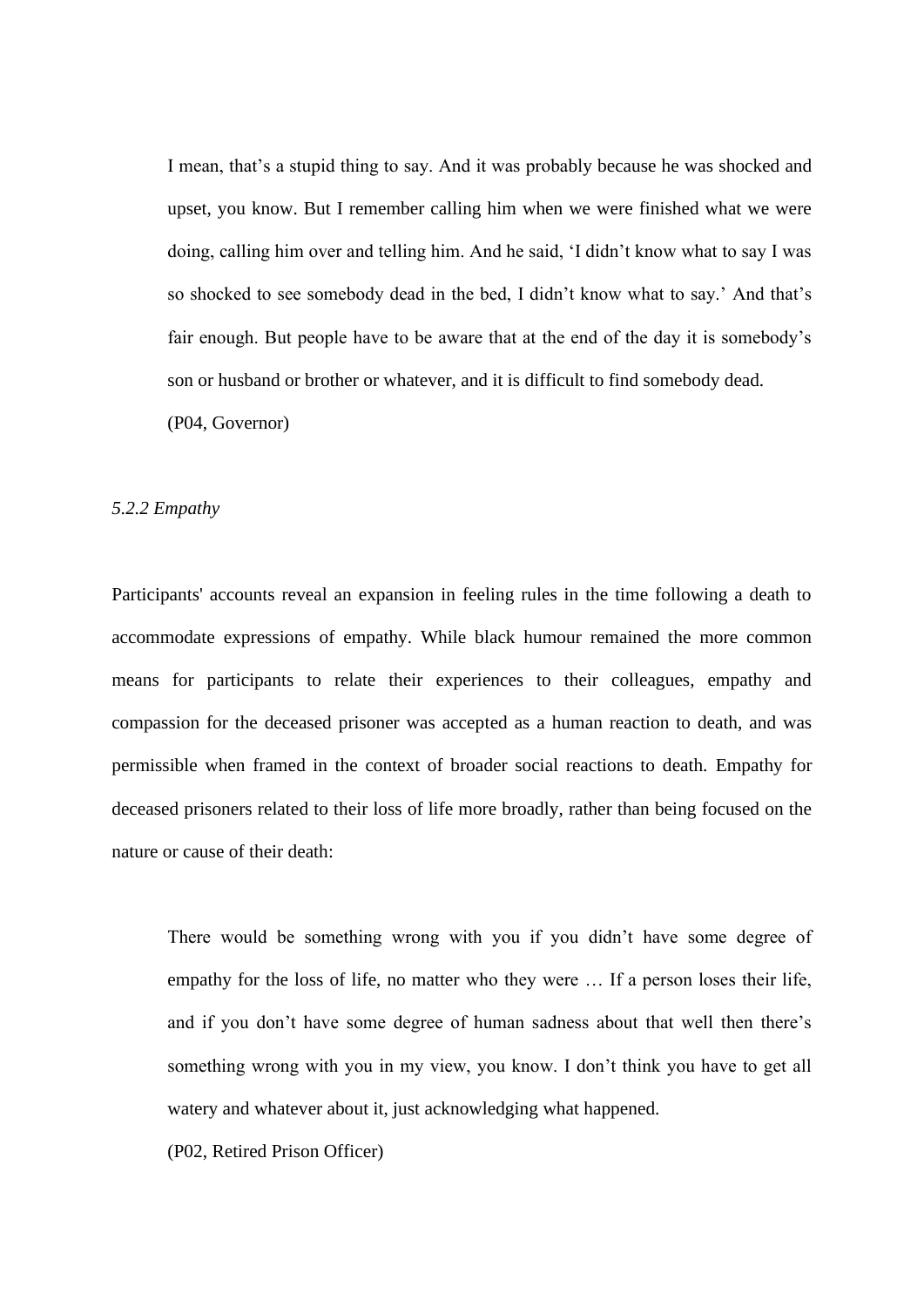> I mean, that's a stupid thing to say. And it was probably because he was shocked and upset, you know. But I remember calling him when we were finished what we were doing, calling him over and telling him. And he said, 'I didn't know what to say I was so shocked to see somebody dead in the bed, I didn't know what to say.' And that's fair enough. But people have to be aware that at the end of the day it is somebody's son or husband or brother or whatever, and it is difficult to find somebody dead.
>
> (P04, Governor)

*5.2.2 Empathy*

Participants' accounts reveal an expansion in feeling rules in the time following a death to accommodate expressions of empathy. While black humour remained the more common means for participants to relate their experiences to their colleagues, empathy and compassion for the deceased prisoner was accepted as a human reaction to death, and was permissible when framed in the context of broader social reactions to death. Empathy for deceased prisoners related to their loss of life more broadly, rather than being focused on the nature or cause of their death:

> There would be something wrong with you if you didn't have some degree of empathy for the loss of life, no matter who they were … If a person loses their life, and if you don't have some degree of human sadness about that well then there's something wrong with you in my view, you know. I don't think you have to get all watery and whatever about it, just acknowledging what happened.
>
> (P02, Retired Prison Officer)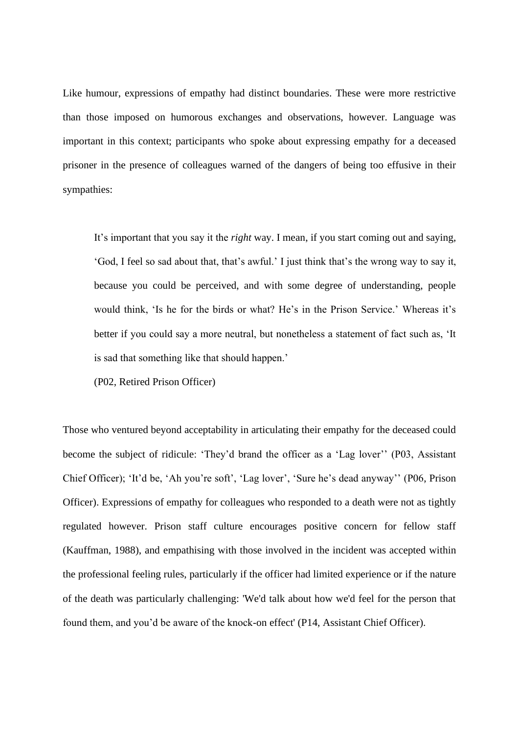Like humour, expressions of empathy had distinct boundaries. These were more restrictive than those imposed on humorous exchanges and observations, however. Language was important in this context; participants who spoke about expressing empathy for a deceased prisoner in the presence of colleagues warned of the dangers of being too effusive in their sympathies:

> It's important that you say it the *right* way. I mean, if you start coming out and saying, 'God, I feel so sad about that, that's awful.' I just think that's the wrong way to say it, because you could be perceived, and with some degree of understanding, people would think, 'Is he for the birds or what? He's in the Prison Service.' Whereas it's better if you could say a more neutral, but nonetheless a statement of fact such as, 'It is sad that something like that should happen.'
>
> (P02, Retired Prison Officer)

Those who ventured beyond acceptability in articulating their empathy for the deceased could become the subject of ridicule: 'They'd brand the officer as a 'Lag lover'' (P03, Assistant Chief Officer); 'It'd be, 'Ah you're soft', 'Lag lover', 'Sure he's dead anyway'' (P06, Prison Officer). Expressions of empathy for colleagues who responded to a death were not as tightly regulated however. Prison staff culture encourages positive concern for fellow staff (Kauffman, 1988), and empathising with those involved in the incident was accepted within the professional feeling rules, particularly if the officer had limited experience or if the nature of the death was particularly challenging: 'We'd talk about how we'd feel for the person that found them, and you'd be aware of the knock-on effect' (P14, Assistant Chief Officer).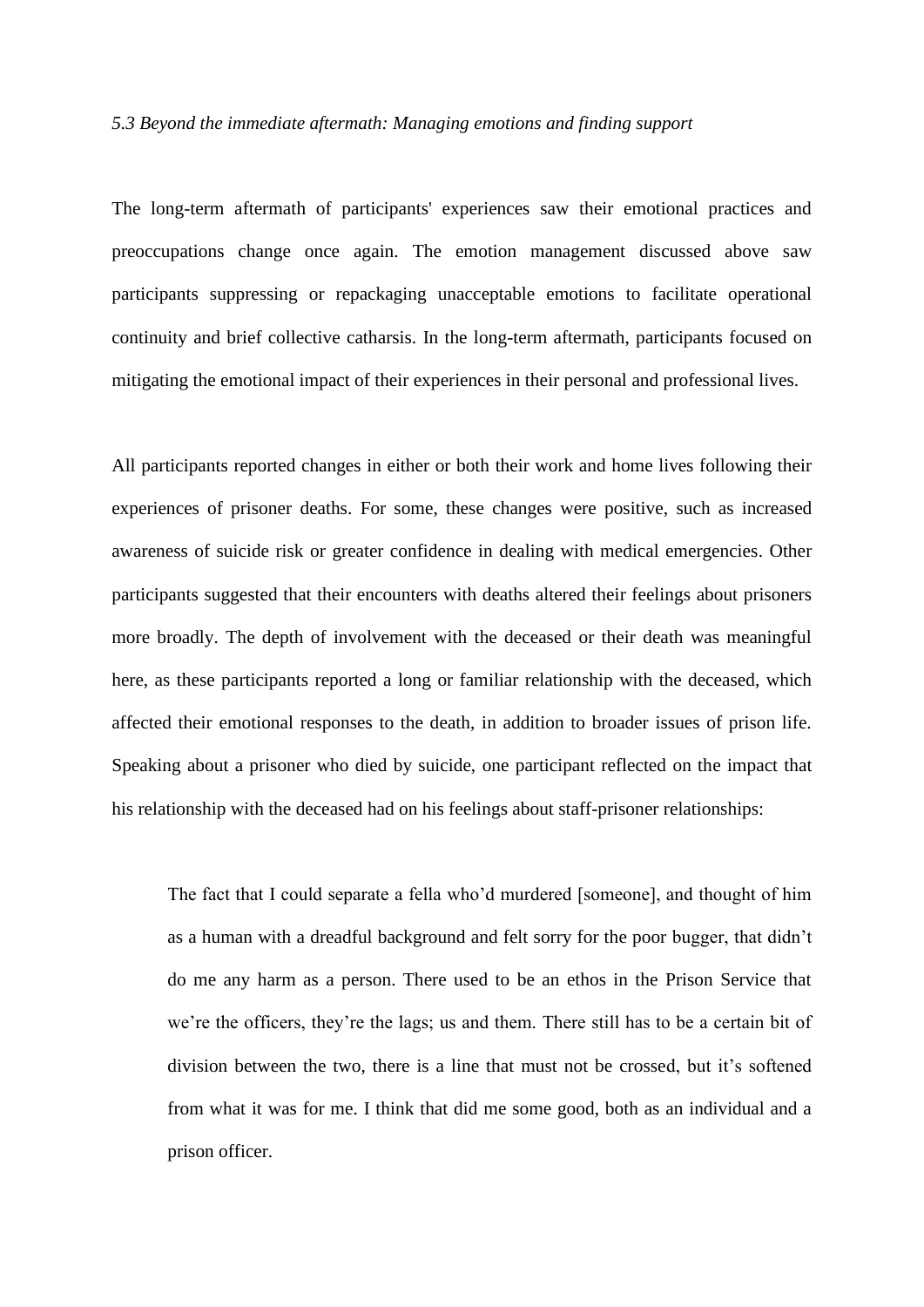*5.3 Beyond the immediate aftermath: Managing emotions and finding support*

The long-term aftermath of participants' experiences saw their emotional practices and preoccupations change once again. The emotion management discussed above saw participants suppressing or repackaging unacceptable emotions to facilitate operational continuity and brief collective catharsis. In the long-term aftermath, participants focused on mitigating the emotional impact of their experiences in their personal and professional lives.

All participants reported changes in either or both their work and home lives following their experiences of prisoner deaths. For some, these changes were positive, such as increased awareness of suicide risk or greater confidence in dealing with medical emergencies. Other participants suggested that their encounters with deaths altered their feelings about prisoners more broadly. The depth of involvement with the deceased or their death was meaningful here, as these participants reported a long or familiar relationship with the deceased, which affected their emotional responses to the death, in addition to broader issues of prison life. Speaking about a prisoner who died by suicide, one participant reflected on the impact that his relationship with the deceased had on his feelings about staff-prisoner relationships:

> The fact that I could separate a fella who'd murdered [someone], and thought of him as a human with a dreadful background and felt sorry for the poor bugger, that didn't do me any harm as a person. There used to be an ethos in the Prison Service that we're the officers, they're the lags; us and them. There still has to be a certain bit of division between the two, there is a line that must not be crossed, but it's softened from what it was for me. I think that did me some good, both as an individual and a prison officer.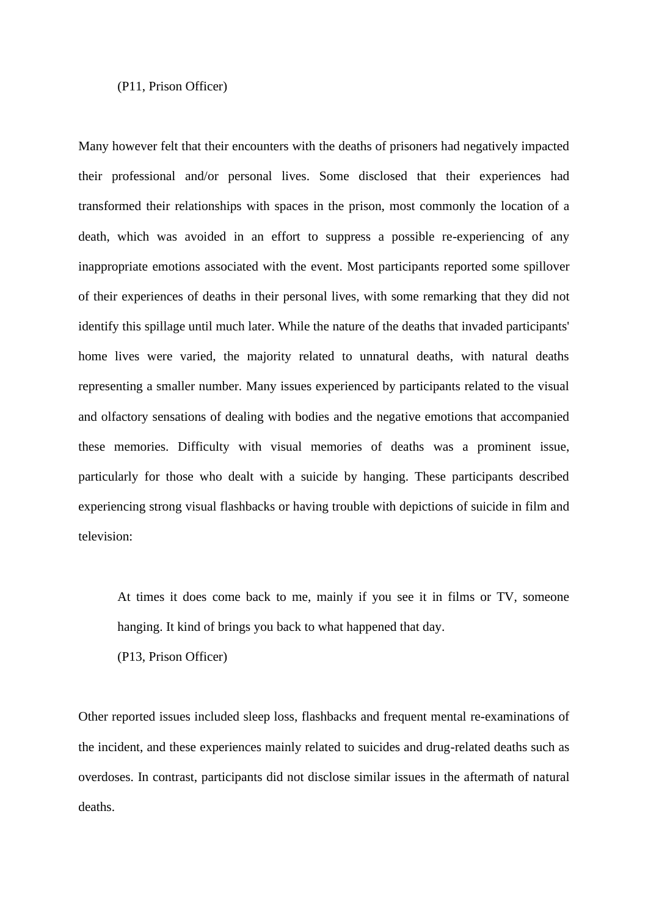(P11, Prison Officer)

Many however felt that their encounters with the deaths of prisoners had negatively impacted their professional and/or personal lives. Some disclosed that their experiences had transformed their relationships with spaces in the prison, most commonly the location of a death, which was avoided in an effort to suppress a possible re-experiencing of any inappropriate emotions associated with the event. Most participants reported some spillover of their experiences of deaths in their personal lives, with some remarking that they did not identify this spillage until much later. While the nature of the deaths that invaded participants' home lives were varied, the majority related to unnatural deaths, with natural deaths representing a smaller number. Many issues experienced by participants related to the visual and olfactory sensations of dealing with bodies and the negative emotions that accompanied these memories. Difficulty with visual memories of deaths was a prominent issue, particularly for those who dealt with a suicide by hanging. These participants described experiencing strong visual flashbacks or having trouble with depictions of suicide in film and television:

> At times it does come back to me, mainly if you see it in films or TV, someone hanging. It kind of brings you back to what happened that day.
>
> (P13, Prison Officer)

Other reported issues included sleep loss, flashbacks and frequent mental re-examinations of the incident, and these experiences mainly related to suicides and drug-related deaths such as overdoses. In contrast, participants did not disclose similar issues in the aftermath of natural deaths.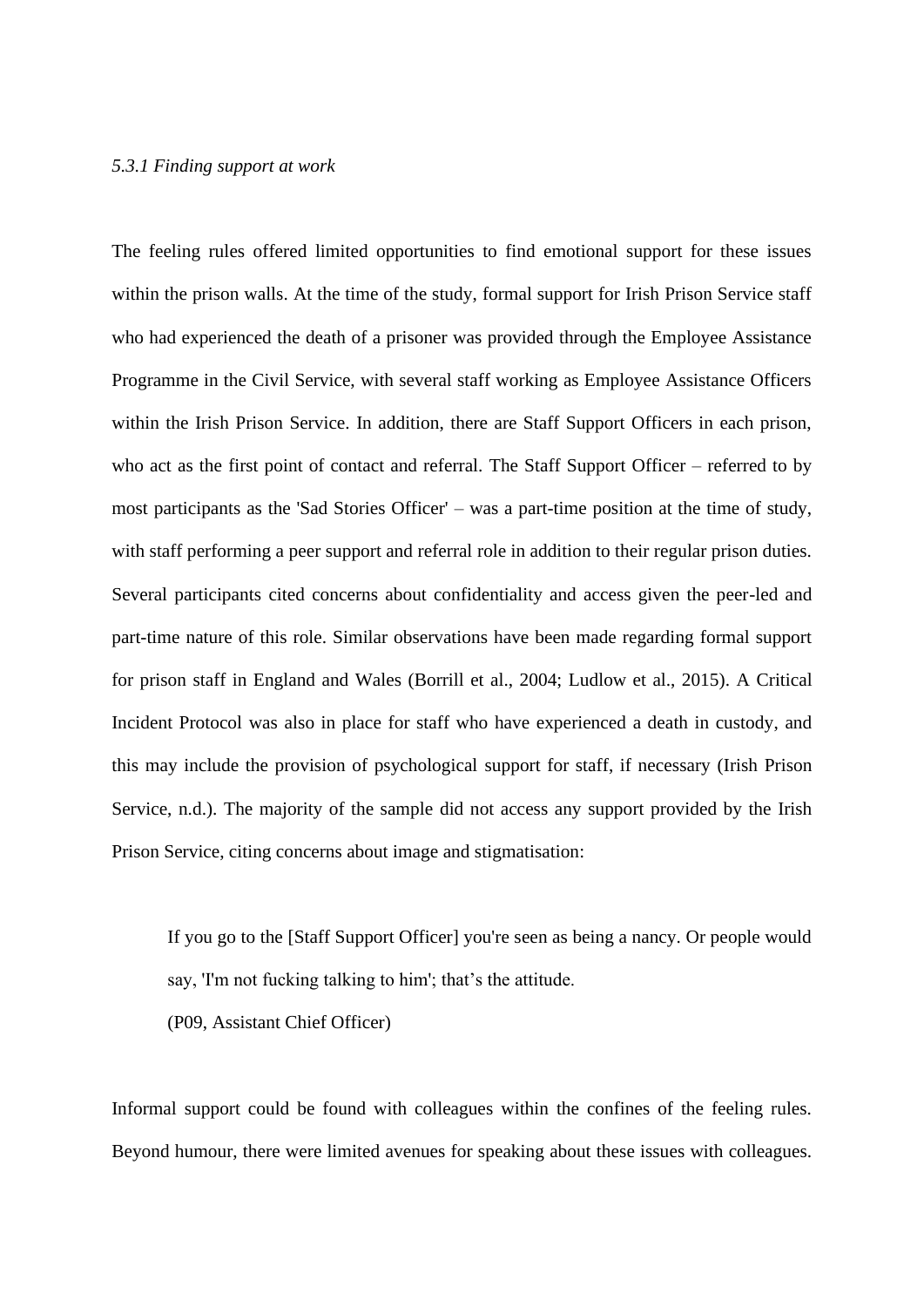### *5.3.1 Finding support at work*

The feeling rules offered limited opportunities to find emotional support for these issues within the prison walls. At the time of the study, formal support for Irish Prison Service staff who had experienced the death of a prisoner was provided through the Employee Assistance Programme in the Civil Service, with several staff working as Employee Assistance Officers within the Irish Prison Service. In addition, there are Staff Support Officers in each prison, who act as the first point of contact and referral. The Staff Support Officer – referred to by most participants as the 'Sad Stories Officer' – was a part-time position at the time of study, with staff performing a peer support and referral role in addition to their regular prison duties. Several participants cited concerns about confidentiality and access given the peer-led and part-time nature of this role. Similar observations have been made regarding formal support for prison staff in England and Wales (Borrill et al., 2004; Ludlow et al., 2015). A Critical Incident Protocol was also in place for staff who have experienced a death in custody, and this may include the provision of psychological support for staff, if necessary (Irish Prison Service, n.d.). The majority of the sample did not access any support provided by the Irish Prison Service, citing concerns about image and stigmatisation:

> If you go to the [Staff Support Officer] you're seen as being a nancy. Or people would say, 'I'm not fucking talking to him'; that's the attitude.
> (P09, Assistant Chief Officer)

Informal support could be found with colleagues within the confines of the feeling rules. Beyond humour, there were limited avenues for speaking about these issues with colleagues.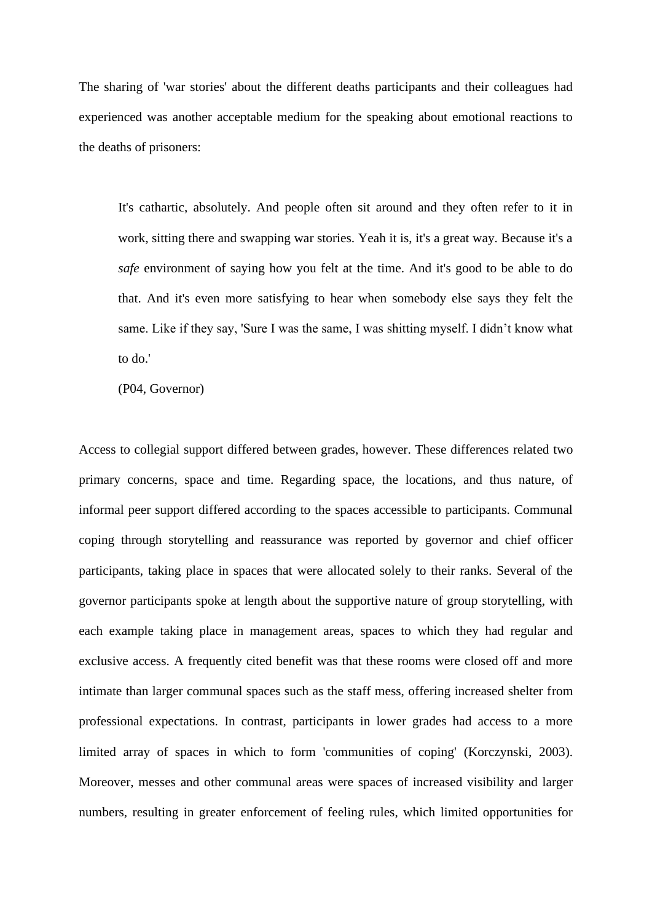The sharing of 'war stories' about the different deaths participants and their colleagues had experienced was another acceptable medium for the speaking about emotional reactions to the deaths of prisoners:

> It's cathartic, absolutely. And people often sit around and they often refer to it in work, sitting there and swapping war stories. Yeah it is, it's a great way. Because it's a *safe* environment of saying how you felt at the time. And it's good to be able to do that. And it's even more satisfying to hear when somebody else says they felt the same. Like if they say, 'Sure I was the same, I was shitting myself. I didn't know what to do.'
>
> (P04, Governor)

Access to collegial support differed between grades, however. These differences related two primary concerns, space and time. Regarding space, the locations, and thus nature, of informal peer support differed according to the spaces accessible to participants. Communal coping through storytelling and reassurance was reported by governor and chief officer participants, taking place in spaces that were allocated solely to their ranks. Several of the governor participants spoke at length about the supportive nature of group storytelling, with each example taking place in management areas, spaces to which they had regular and exclusive access. A frequently cited benefit was that these rooms were closed off and more intimate than larger communal spaces such as the staff mess, offering increased shelter from professional expectations. In contrast, participants in lower grades had access to a more limited array of spaces in which to form 'communities of coping' (Korczynski, 2003). Moreover, messes and other communal areas were spaces of increased visibility and larger numbers, resulting in greater enforcement of feeling rules, which limited opportunities for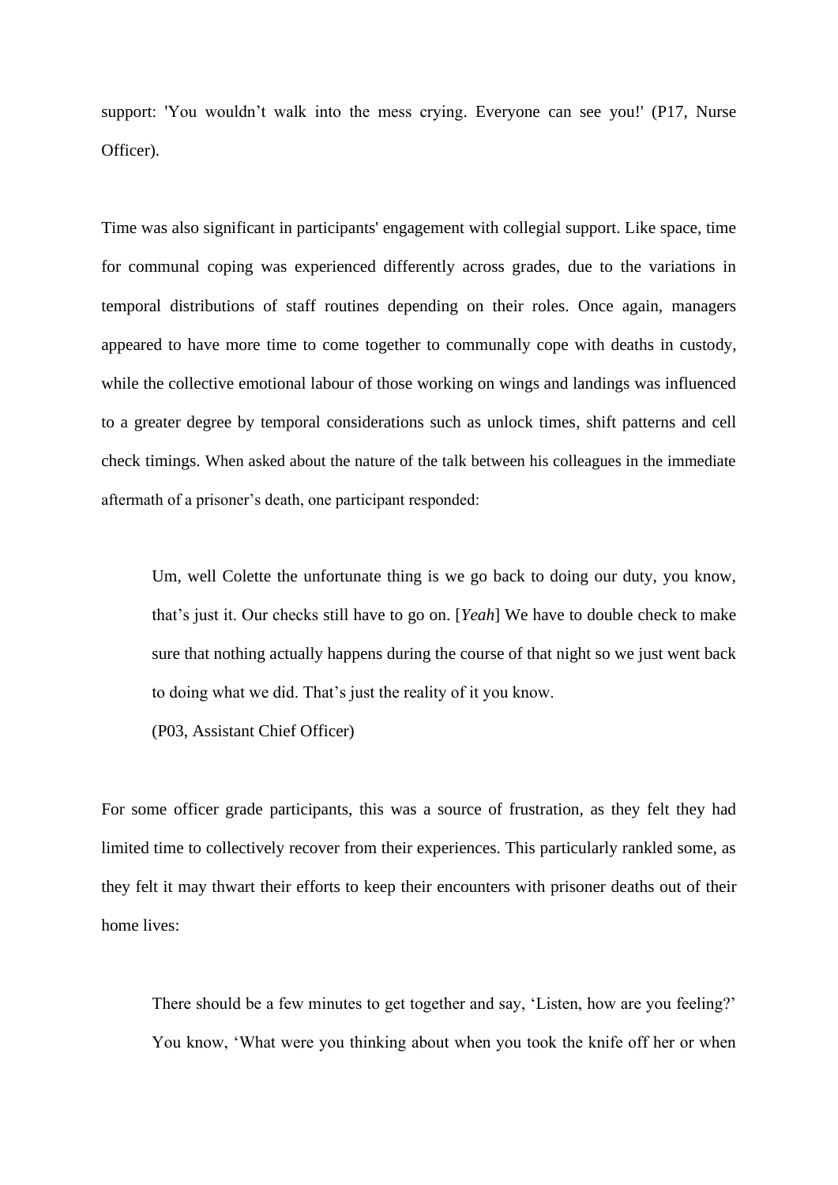support: 'You wouldn't walk into the mess crying. Everyone can see you!' (P17, Nurse Officer).

Time was also significant in participants' engagement with collegial support. Like space, time for communal coping was experienced differently across grades, due to the variations in temporal distributions of staff routines depending on their roles. Once again, managers appeared to have more time to come together to communally cope with deaths in custody, while the collective emotional labour of those working on wings and landings was influenced to a greater degree by temporal considerations such as unlock times, shift patterns and cell check timings. When asked about the nature of the talk between his colleagues in the immediate aftermath of a prisoner's death, one participant responded:

> Um, well Colette the unfortunate thing is we go back to doing our duty, you know, that's just it. Our checks still have to go on. [*Yeah*] We have to double check to make sure that nothing actually happens during the course of that night so we just went back to doing what we did. That's just the reality of it you know.
>
> (P03, Assistant Chief Officer)

For some officer grade participants, this was a source of frustration, as they felt they had limited time to collectively recover from their experiences. This particularly rankled some, as they felt it may thwart their efforts to keep their encounters with prisoner deaths out of their home lives:

> There should be a few minutes to get together and say, 'Listen, how are you feeling?' You know, 'What were you thinking about when you took the knife off her or when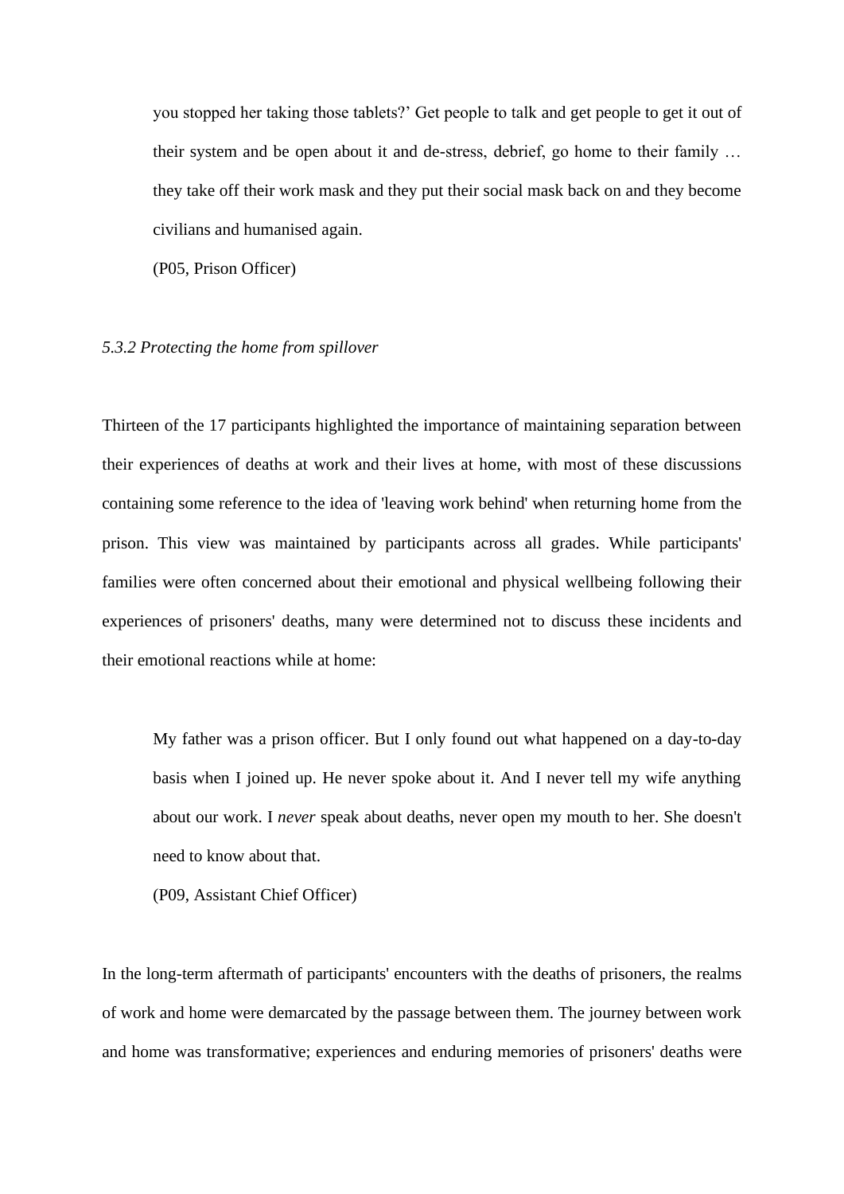> you stopped her taking those tablets?' Get people to talk and get people to get it out of their system and be open about it and de-stress, debrief, go home to their family … they take off their work mask and they put their social mask back on and they become civilians and humanised again.
>
> (P05, Prison Officer)

*5.3.2 Protecting the home from spillover*

Thirteen of the 17 participants highlighted the importance of maintaining separation between their experiences of deaths at work and their lives at home, with most of these discussions containing some reference to the idea of 'leaving work behind' when returning home from the prison. This view was maintained by participants across all grades. While participants' families were often concerned about their emotional and physical wellbeing following their experiences of prisoners' deaths, many were determined not to discuss these incidents and their emotional reactions while at home:

> My father was a prison officer. But I only found out what happened on a day-to-day basis when I joined up. He never spoke about it. And I never tell my wife anything about our work. I *never* speak about deaths, never open my mouth to her. She doesn't need to know about that.
>
> (P09, Assistant Chief Officer)

In the long-term aftermath of participants' encounters with the deaths of prisoners, the realms of work and home were demarcated by the passage between them. The journey between work and home was transformative; experiences and enduring memories of prisoners' deaths were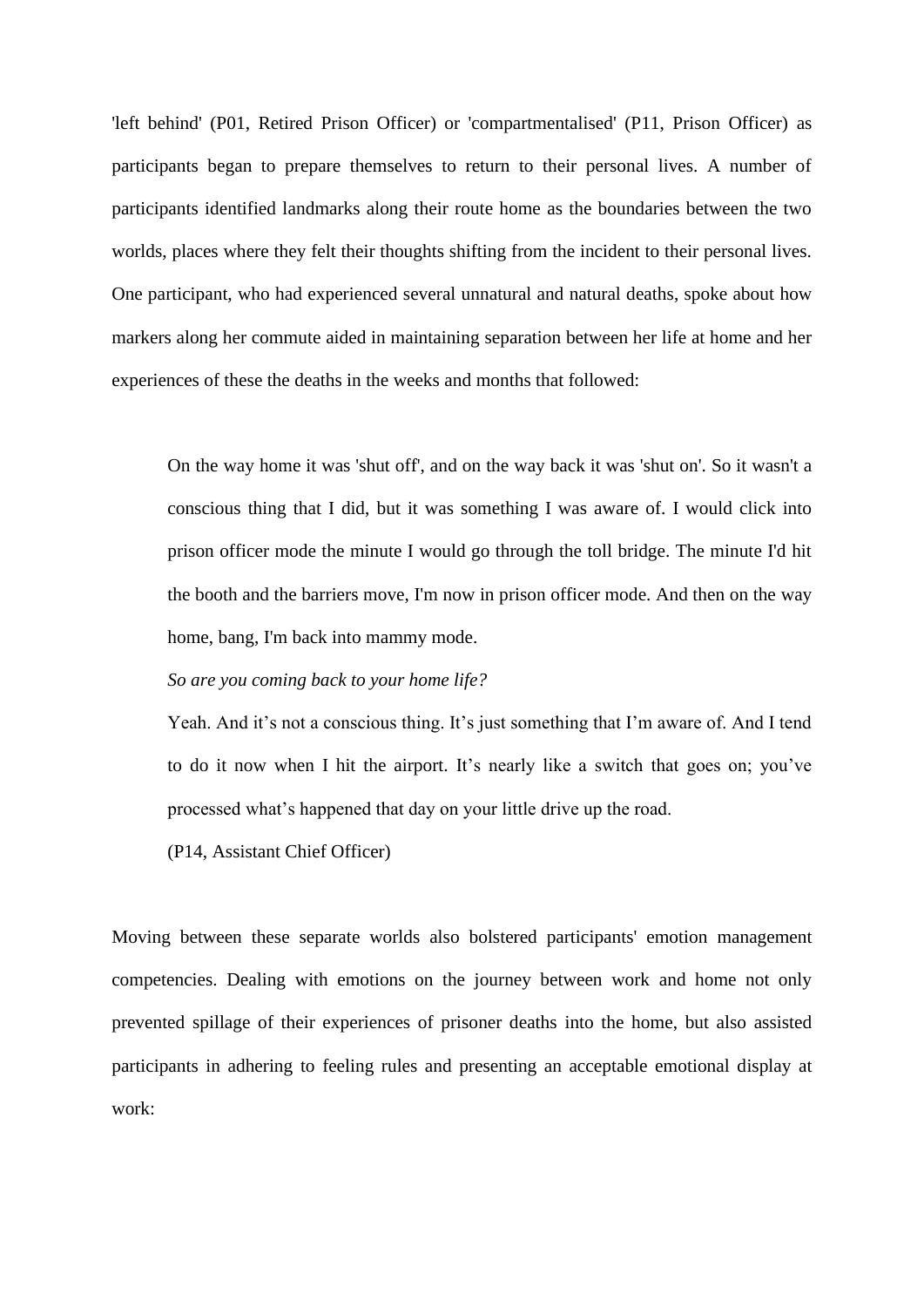'left behind' (P01, Retired Prison Officer) or 'compartmentalised' (P11, Prison Officer) as participants began to prepare themselves to return to their personal lives. A number of participants identified landmarks along their route home as the boundaries between the two worlds, places where they felt their thoughts shifting from the incident to their personal lives. One participant, who had experienced several unnatural and natural deaths, spoke about how markers along her commute aided in maintaining separation between her life at home and her experiences of these the deaths in the weeks and months that followed:

> On the way home it was 'shut off', and on the way back it was 'shut on'. So it wasn't a conscious thing that I did, but it was something I was aware of. I would click into prison officer mode the minute I would go through the toll bridge. The minute I'd hit the booth and the barriers move, I'm now in prison officer mode. And then on the way home, bang, I'm back into mammy mode.
>
> *So are you coming back to your home life?*
>
> Yeah. And it's not a conscious thing. It's just something that I'm aware of. And I tend to do it now when I hit the airport. It's nearly like a switch that goes on; you've processed what's happened that day on your little drive up the road.
>
> (P14, Assistant Chief Officer)

Moving between these separate worlds also bolstered participants' emotion management competencies. Dealing with emotions on the journey between work and home not only prevented spillage of their experiences of prisoner deaths into the home, but also assisted participants in adhering to feeling rules and presenting an acceptable emotional display at work: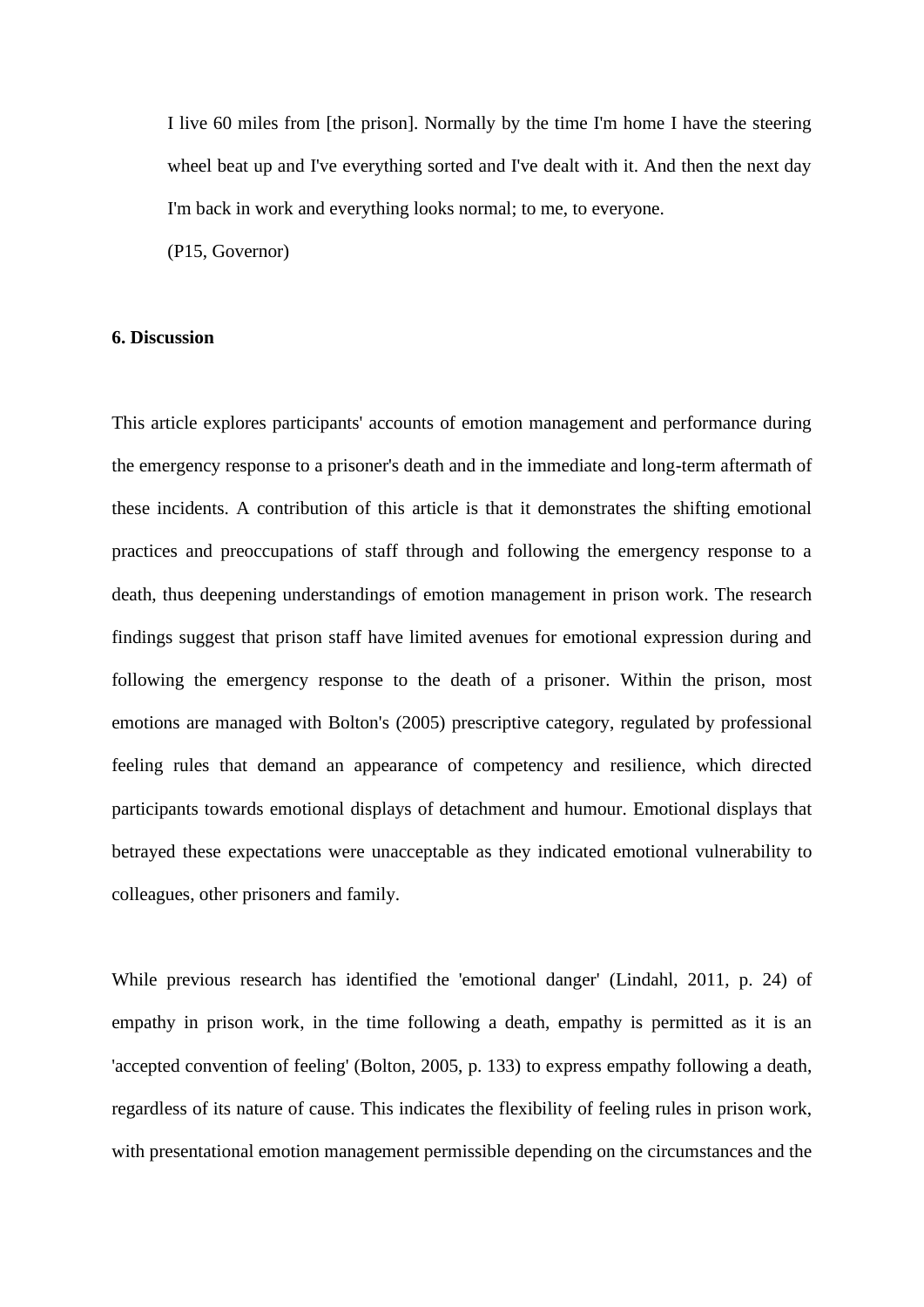> I live 60 miles from [the prison]. Normally by the time I'm home I have the steering wheel beat up and I've everything sorted and I've dealt with it. And then the next day I'm back in work and everything looks normal; to me, to everyone.
>
> (P15, Governor)

**6. Discussion**

This article explores participants' accounts of emotion management and performance during the emergency response to a prisoner's death and in the immediate and long-term aftermath of these incidents. A contribution of this article is that it demonstrates the shifting emotional practices and preoccupations of staff through and following the emergency response to a death, thus deepening understandings of emotion management in prison work. The research findings suggest that prison staff have limited avenues for emotional expression during and following the emergency response to the death of a prisoner. Within the prison, most emotions are managed with Bolton's (2005) prescriptive category, regulated by professional feeling rules that demand an appearance of competency and resilience, which directed participants towards emotional displays of detachment and humour. Emotional displays that betrayed these expectations were unacceptable as they indicated emotional vulnerability to colleagues, other prisoners and family.

While previous research has identified the 'emotional danger' (Lindahl, 2011, p. 24) of empathy in prison work, in the time following a death, empathy is permitted as it is an 'accepted convention of feeling' (Bolton, 2005, p. 133) to express empathy following a death, regardless of its nature of cause. This indicates the flexibility of feeling rules in prison work, with presentational emotion management permissible depending on the circumstances and the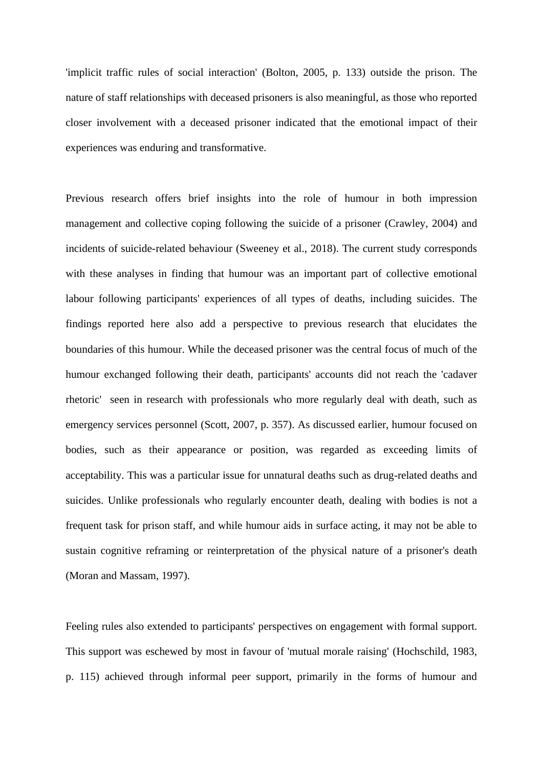'implicit traffic rules of social interaction' (Bolton, 2005, p. 133) outside the prison. The nature of staff relationships with deceased prisoners is also meaningful, as those who reported closer involvement with a deceased prisoner indicated that the emotional impact of their experiences was enduring and transformative.

Previous research offers brief insights into the role of humour in both impression management and collective coping following the suicide of a prisoner (Crawley, 2004) and incidents of suicide-related behaviour (Sweeney et al., 2018). The current study corresponds with these analyses in finding that humour was an important part of collective emotional labour following participants' experiences of all types of deaths, including suicides. The findings reported here also add a perspective to previous research that elucidates the boundaries of this humour. While the deceased prisoner was the central focus of much of the humour exchanged following their death, participants' accounts did not reach the 'cadaver rhetoric' seen in research with professionals who more regularly deal with death, such as emergency services personnel (Scott, 2007, p. 357). As discussed earlier, humour focused on bodies, such as their appearance or position, was regarded as exceeding limits of acceptability. This was a particular issue for unnatural deaths such as drug-related deaths and suicides. Unlike professionals who regularly encounter death, dealing with bodies is not a frequent task for prison staff, and while humour aids in surface acting, it may not be able to sustain cognitive reframing or reinterpretation of the physical nature of a prisoner's death (Moran and Massam, 1997).

Feeling rules also extended to participants' perspectives on engagement with formal support. This support was eschewed by most in favour of 'mutual morale raising' (Hochschild, 1983, p. 115) achieved through informal peer support, primarily in the forms of humour and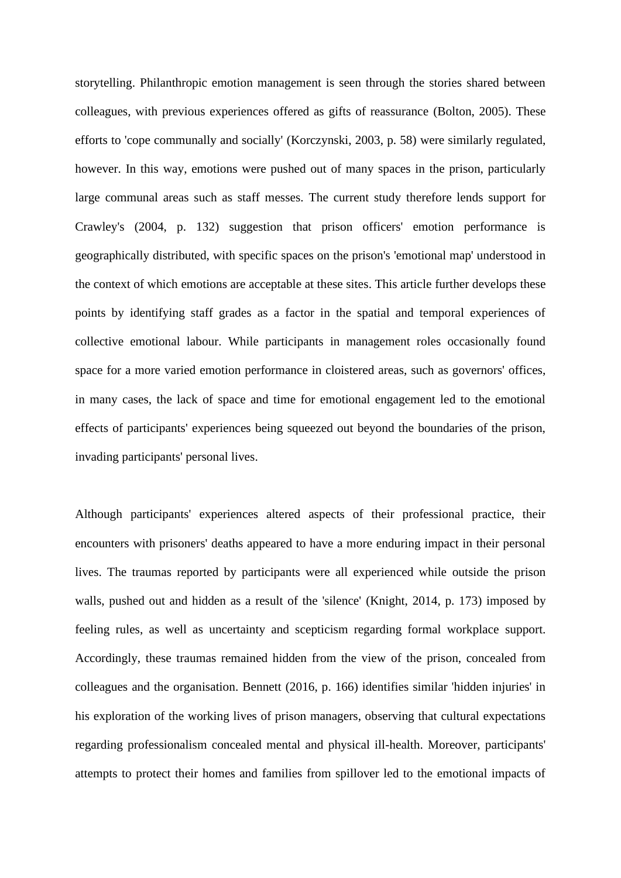storytelling. Philanthropic emotion management is seen through the stories shared between colleagues, with previous experiences offered as gifts of reassurance (Bolton, 2005). These efforts to 'cope communally and socially' (Korczynski, 2003, p. 58) were similarly regulated, however. In this way, emotions were pushed out of many spaces in the prison, particularly large communal areas such as staff messes. The current study therefore lends support for Crawley's (2004, p. 132) suggestion that prison officers' emotion performance is geographically distributed, with specific spaces on the prison's 'emotional map' understood in the context of which emotions are acceptable at these sites. This article further develops these points by identifying staff grades as a factor in the spatial and temporal experiences of collective emotional labour. While participants in management roles occasionally found space for a more varied emotion performance in cloistered areas, such as governors' offices, in many cases, the lack of space and time for emotional engagement led to the emotional effects of participants' experiences being squeezed out beyond the boundaries of the prison, invading participants' personal lives.

Although participants' experiences altered aspects of their professional practice, their encounters with prisoners' deaths appeared to have a more enduring impact in their personal lives. The traumas reported by participants were all experienced while outside the prison walls, pushed out and hidden as a result of the 'silence' (Knight, 2014, p. 173) imposed by feeling rules, as well as uncertainty and scepticism regarding formal workplace support. Accordingly, these traumas remained hidden from the view of the prison, concealed from colleagues and the organisation. Bennett (2016, p. 166) identifies similar 'hidden injuries' in his exploration of the working lives of prison managers, observing that cultural expectations regarding professionalism concealed mental and physical ill-health. Moreover, participants' attempts to protect their homes and families from spillover led to the emotional impacts of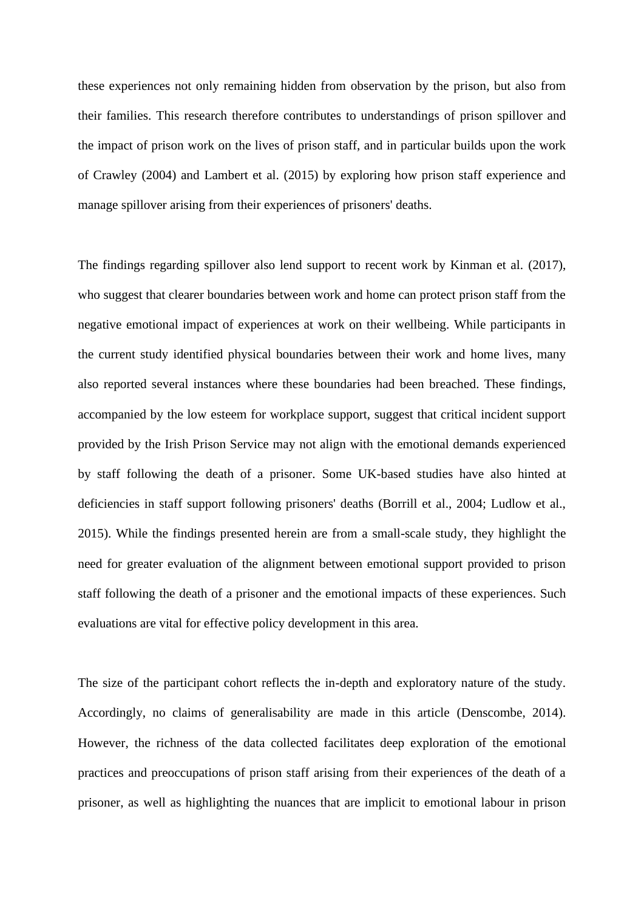these experiences not only remaining hidden from observation by the prison, but also from their families. This research therefore contributes to understandings of prison spillover and the impact of prison work on the lives of prison staff, and in particular builds upon the work of Crawley (2004) and Lambert et al. (2015) by exploring how prison staff experience and manage spillover arising from their experiences of prisoners' deaths.

The findings regarding spillover also lend support to recent work by Kinman et al. (2017), who suggest that clearer boundaries between work and home can protect prison staff from the negative emotional impact of experiences at work on their wellbeing. While participants in the current study identified physical boundaries between their work and home lives, many also reported several instances where these boundaries had been breached. These findings, accompanied by the low esteem for workplace support, suggest that critical incident support provided by the Irish Prison Service may not align with the emotional demands experienced by staff following the death of a prisoner. Some UK-based studies have also hinted at deficiencies in staff support following prisoners' deaths (Borrill et al., 2004; Ludlow et al., 2015). While the findings presented herein are from a small-scale study, they highlight the need for greater evaluation of the alignment between emotional support provided to prison staff following the death of a prisoner and the emotional impacts of these experiences. Such evaluations are vital for effective policy development in this area.

The size of the participant cohort reflects the in-depth and exploratory nature of the study. Accordingly, no claims of generalisability are made in this article (Denscombe, 2014). However, the richness of the data collected facilitates deep exploration of the emotional practices and preoccupations of prison staff arising from their experiences of the death of a prisoner, as well as highlighting the nuances that are implicit to emotional labour in prison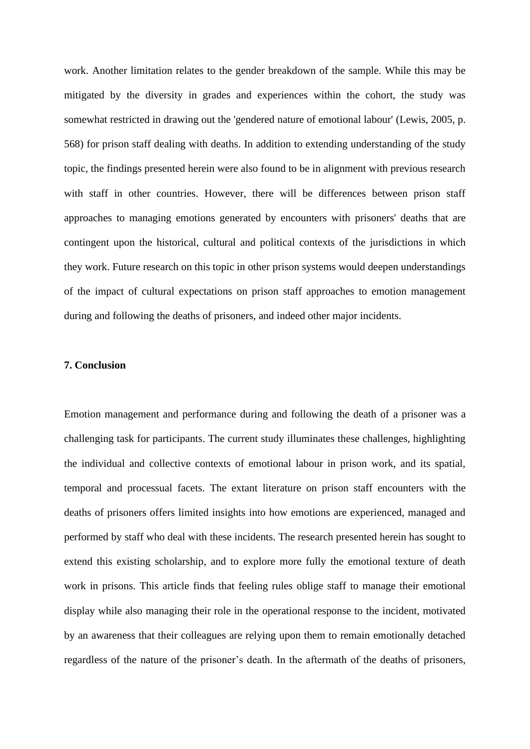work. Another limitation relates to the gender breakdown of the sample. While this may be mitigated by the diversity in grades and experiences within the cohort, the study was somewhat restricted in drawing out the 'gendered nature of emotional labour' (Lewis, 2005, p. 568) for prison staff dealing with deaths. In addition to extending understanding of the study topic, the findings presented herein were also found to be in alignment with previous research with staff in other countries. However, there will be differences between prison staff approaches to managing emotions generated by encounters with prisoners' deaths that are contingent upon the historical, cultural and political contexts of the jurisdictions in which they work. Future research on this topic in other prison systems would deepen understandings of the impact of cultural expectations on prison staff approaches to emotion management during and following the deaths of prisoners, and indeed other major incidents.

**7. Conclusion**

Emotion management and performance during and following the death of a prisoner was a challenging task for participants. The current study illuminates these challenges, highlighting the individual and collective contexts of emotional labour in prison work, and its spatial, temporal and processual facets. The extant literature on prison staff encounters with the deaths of prisoners offers limited insights into how emotions are experienced, managed and performed by staff who deal with these incidents. The research presented herein has sought to extend this existing scholarship, and to explore more fully the emotional texture of death work in prisons. This article finds that feeling rules oblige staff to manage their emotional display while also managing their role in the operational response to the incident, motivated by an awareness that their colleagues are relying upon them to remain emotionally detached regardless of the nature of the prisoner's death. In the aftermath of the deaths of prisoners,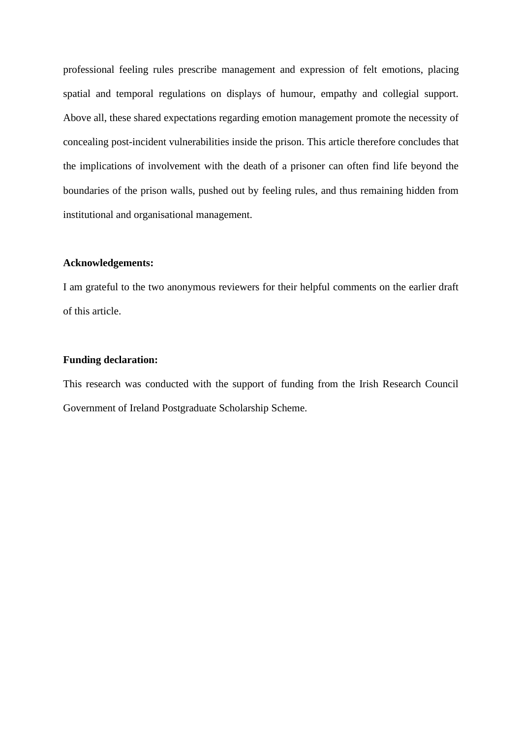professional feeling rules prescribe management and expression of felt emotions, placing spatial and temporal regulations on displays of humour, empathy and collegial support. Above all, these shared expectations regarding emotion management promote the necessity of concealing post-incident vulnerabilities inside the prison. This article therefore concludes that the implications of involvement with the death of a prisoner can often find life beyond the boundaries of the prison walls, pushed out by feeling rules, and thus remaining hidden from institutional and organisational management.

**Acknowledgements:**

I am grateful to the two anonymous reviewers for their helpful comments on the earlier draft of this article.

**Funding declaration:**

This research was conducted with the support of funding from the Irish Research Council Government of Ireland Postgraduate Scholarship Scheme.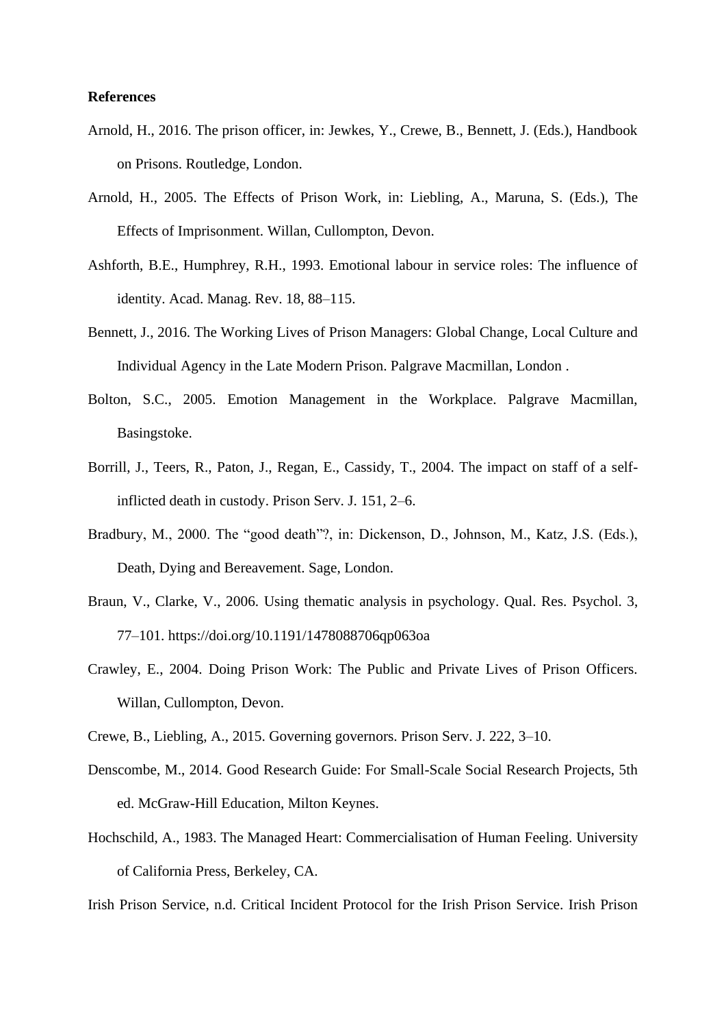**References**

Arnold, H., 2016. The prison officer, in: Jewkes, Y., Crewe, B., Bennett, J. (Eds.), Handbook on Prisons. Routledge, London.

Arnold, H., 2005. The Effects of Prison Work, in: Liebling, A., Maruna, S. (Eds.), The Effects of Imprisonment. Willan, Cullompton, Devon.

Ashforth, B.E., Humphrey, R.H., 1993. Emotional labour in service roles: The influence of identity. Acad. Manag. Rev. 18, 88–115.

Bennett, J., 2016. The Working Lives of Prison Managers: Global Change, Local Culture and Individual Agency in the Late Modern Prison. Palgrave Macmillan, London .

Bolton, S.C., 2005. Emotion Management in the Workplace. Palgrave Macmillan, Basingstoke.

Borrill, J., Teers, R., Paton, J., Regan, E., Cassidy, T., 2004. The impact on staff of a self-inflicted death in custody. Prison Serv. J. 151, 2–6.

Bradbury, M., 2000. The "good death"?, in: Dickenson, D., Johnson, M., Katz, J.S. (Eds.), Death, Dying and Bereavement. Sage, London.

Braun, V., Clarke, V., 2006. Using thematic analysis in psychology. Qual. Res. Psychol. 3, 77–101. https://doi.org/10.1191/1478088706qp063oa

Crawley, E., 2004. Doing Prison Work: The Public and Private Lives of Prison Officers. Willan, Cullompton, Devon.

Crewe, B., Liebling, A., 2015. Governing governors. Prison Serv. J. 222, 3–10.

Denscombe, M., 2014. Good Research Guide: For Small-Scale Social Research Projects, 5th ed. McGraw-Hill Education, Milton Keynes.

Hochschild, A., 1983. The Managed Heart: Commercialisation of Human Feeling. University of California Press, Berkeley, CA.

Irish Prison Service, n.d. Critical Incident Protocol for the Irish Prison Service. Irish Prison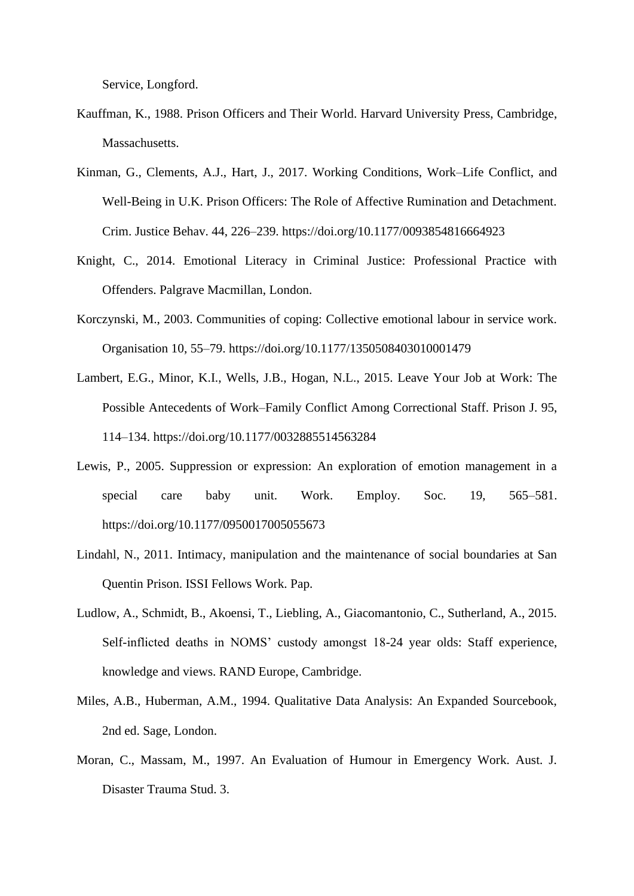Service, Longford.

Kauffman, K., 1988. Prison Officers and Their World. Harvard University Press, Cambridge, Massachusetts.

Kinman, G., Clements, A.J., Hart, J., 2017. Working Conditions, Work–Life Conflict, and Well-Being in U.K. Prison Officers: The Role of Affective Rumination and Detachment. Crim. Justice Behav. 44, 226–239. https://doi.org/10.1177/0093854816664923

Knight, C., 2014. Emotional Literacy in Criminal Justice: Professional Practice with Offenders. Palgrave Macmillan, London.

Korczynski, M., 2003. Communities of coping: Collective emotional labour in service work. Organisation 10, 55–79. https://doi.org/10.1177/1350508403010001479

Lambert, E.G., Minor, K.I., Wells, J.B., Hogan, N.L., 2015. Leave Your Job at Work: The Possible Antecedents of Work–Family Conflict Among Correctional Staff. Prison J. 95, 114–134. https://doi.org/10.1177/0032885514563284

Lewis, P., 2005. Suppression or expression: An exploration of emotion management in a special care baby unit. Work. Employ. Soc. 19, 565–581. https://doi.org/10.1177/0950017005055673

Lindahl, N., 2011. Intimacy, manipulation and the maintenance of social boundaries at San Quentin Prison. ISSI Fellows Work. Pap.

Ludlow, A., Schmidt, B., Akoensi, T., Liebling, A., Giacomantonio, C., Sutherland, A., 2015. Self-inflicted deaths in NOMS' custody amongst 18-24 year olds: Staff experience, knowledge and views. RAND Europe, Cambridge.

Miles, A.B., Huberman, A.M., 1994. Qualitative Data Analysis: An Expanded Sourcebook, 2nd ed. Sage, London.

Moran, C., Massam, M., 1997. An Evaluation of Humour in Emergency Work. Aust. J. Disaster Trauma Stud. 3.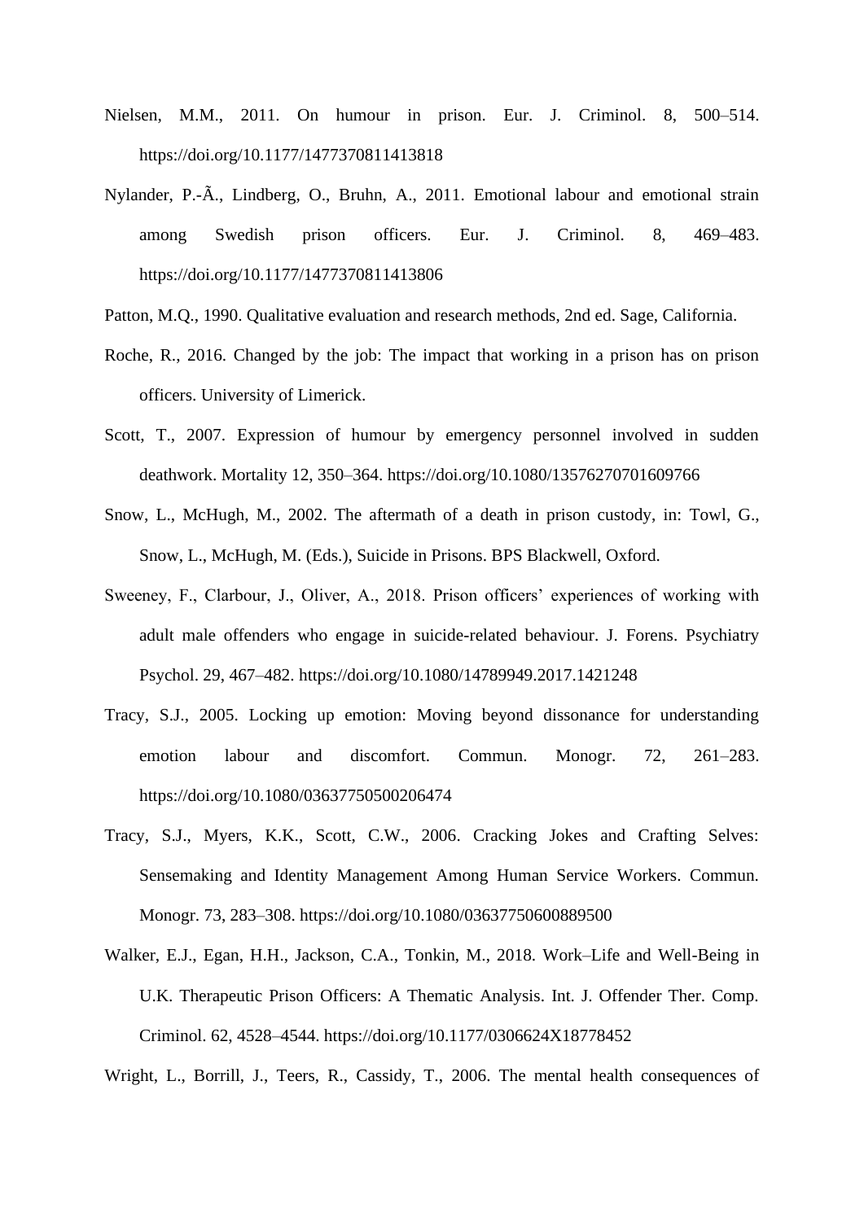Nielsen, M.M., 2011. On humour in prison. Eur. J. Criminol. 8, 500–514. https://doi.org/10.1177/1477370811413818

Nylander, P.-Ã., Lindberg, O., Bruhn, A., 2011. Emotional labour and emotional strain among Swedish prison officers. Eur. J. Criminol. 8, 469–483. https://doi.org/10.1177/1477370811413806

Patton, M.Q., 1990. Qualitative evaluation and research methods, 2nd ed. Sage, California.

Roche, R., 2016. Changed by the job: The impact that working in a prison has on prison officers. University of Limerick.

Scott, T., 2007. Expression of humour by emergency personnel involved in sudden deathwork. Mortality 12, 350–364. https://doi.org/10.1080/13576270701609766

Snow, L., McHugh, M., 2002. The aftermath of a death in prison custody, in: Towl, G., Snow, L., McHugh, M. (Eds.), Suicide in Prisons. BPS Blackwell, Oxford.

Sweeney, F., Clarbour, J., Oliver, A., 2018. Prison officers' experiences of working with adult male offenders who engage in suicide-related behaviour. J. Forens. Psychiatry Psychol. 29, 467–482. https://doi.org/10.1080/14789949.2017.1421248

Tracy, S.J., 2005. Locking up emotion: Moving beyond dissonance for understanding emotion labour and discomfort. Commun. Monogr. 72, 261–283. https://doi.org/10.1080/03637750500206474

Tracy, S.J., Myers, K.K., Scott, C.W., 2006. Cracking Jokes and Crafting Selves: Sensemaking and Identity Management Among Human Service Workers. Commun. Monogr. 73, 283–308. https://doi.org/10.1080/03637750600889500

Walker, E.J., Egan, H.H., Jackson, C.A., Tonkin, M., 2018. Work–Life and Well-Being in U.K. Therapeutic Prison Officers: A Thematic Analysis. Int. J. Offender Ther. Comp. Criminol. 62, 4528–4544. https://doi.org/10.1177/0306624X18778452

Wright, L., Borrill, J., Teers, R., Cassidy, T., 2006. The mental health consequences of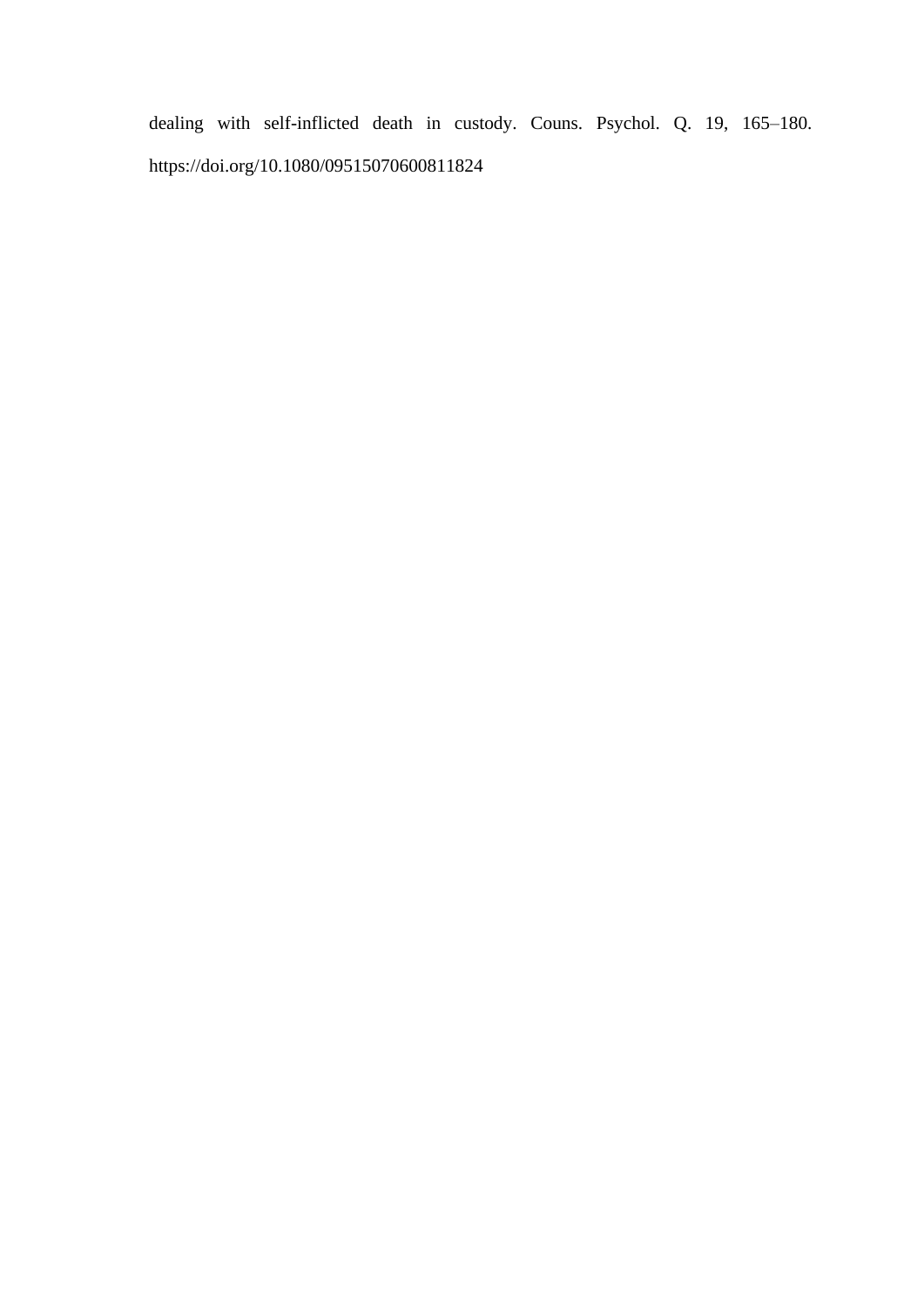dealing with self-inflicted death in custody. Couns. Psychol. Q. 19, 165–180. https://doi.org/10.1080/09515070600811824